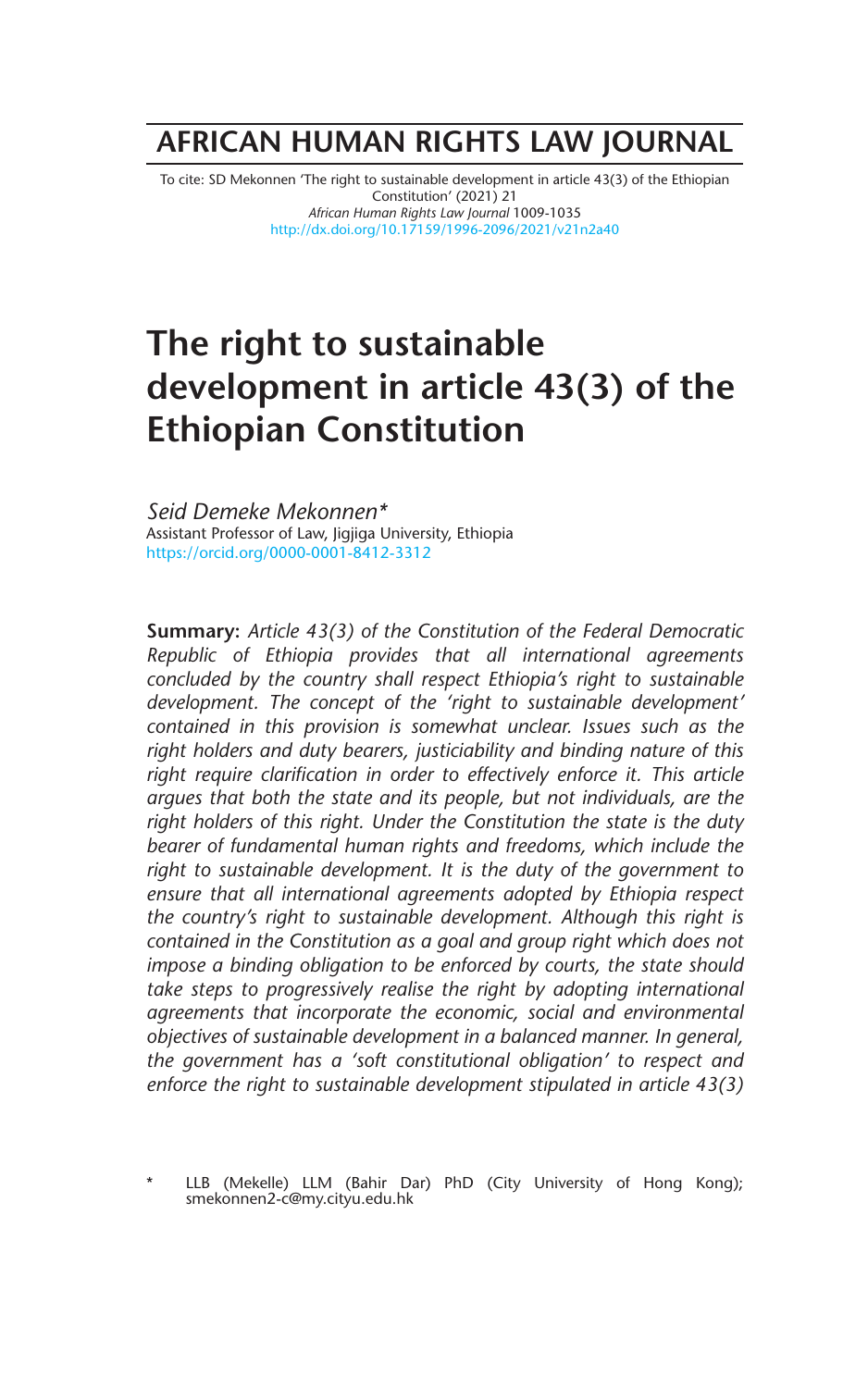# AFRICAN HUMAN RIGHTS LAW JOURNAL

To cite: SD Mekonnen 'The right to sustainable development in article 43(3) of the Ethiopian Constitution' (2021) 21 *African Human Rights Law Journal* 1009-1035
http://dx.doi.org/10.17159/1996-2096/2021/v21n2a40

# The right to sustainable development in article 43(3) of the Ethiopian Constitution

*Seid Demeke Mekonnen**
Assistant Professor of Law, Jigjiga University, Ethiopia
https://orcid.org/0000-0001-8412-3312

**Summary:** *Article 43(3) of the Constitution of the Federal Democratic Republic of Ethiopia provides that all international agreements concluded by the country shall respect Ethiopia's right to sustainable development. The concept of the 'right to sustainable development' contained in this provision is somewhat unclear. Issues such as the right holders and duty bearers, justiciability and binding nature of this right require clarification in order to effectively enforce it. This article argues that both the state and its people, but not individuals, are the right holders of this right. Under the Constitution the state is the duty bearer of fundamental human rights and freedoms, which include the right to sustainable development. It is the duty of the government to ensure that all international agreements adopted by Ethiopia respect the country's right to sustainable development. Although this right is contained in the Constitution as a goal and group right which does not impose a binding obligation to be enforced by courts, the state should take steps to progressively realise the right by adopting international agreements that incorporate the economic, social and environmental objectives of sustainable development in a balanced manner. In general, the government has a 'soft constitutional obligation' to respect and enforce the right to sustainable development stipulated in article 43(3)*

\* LLB (Mekelle) LLM (Bahir Dar) PhD (City University of Hong Kong); smekonnen2-c@my.cityu.edu.hk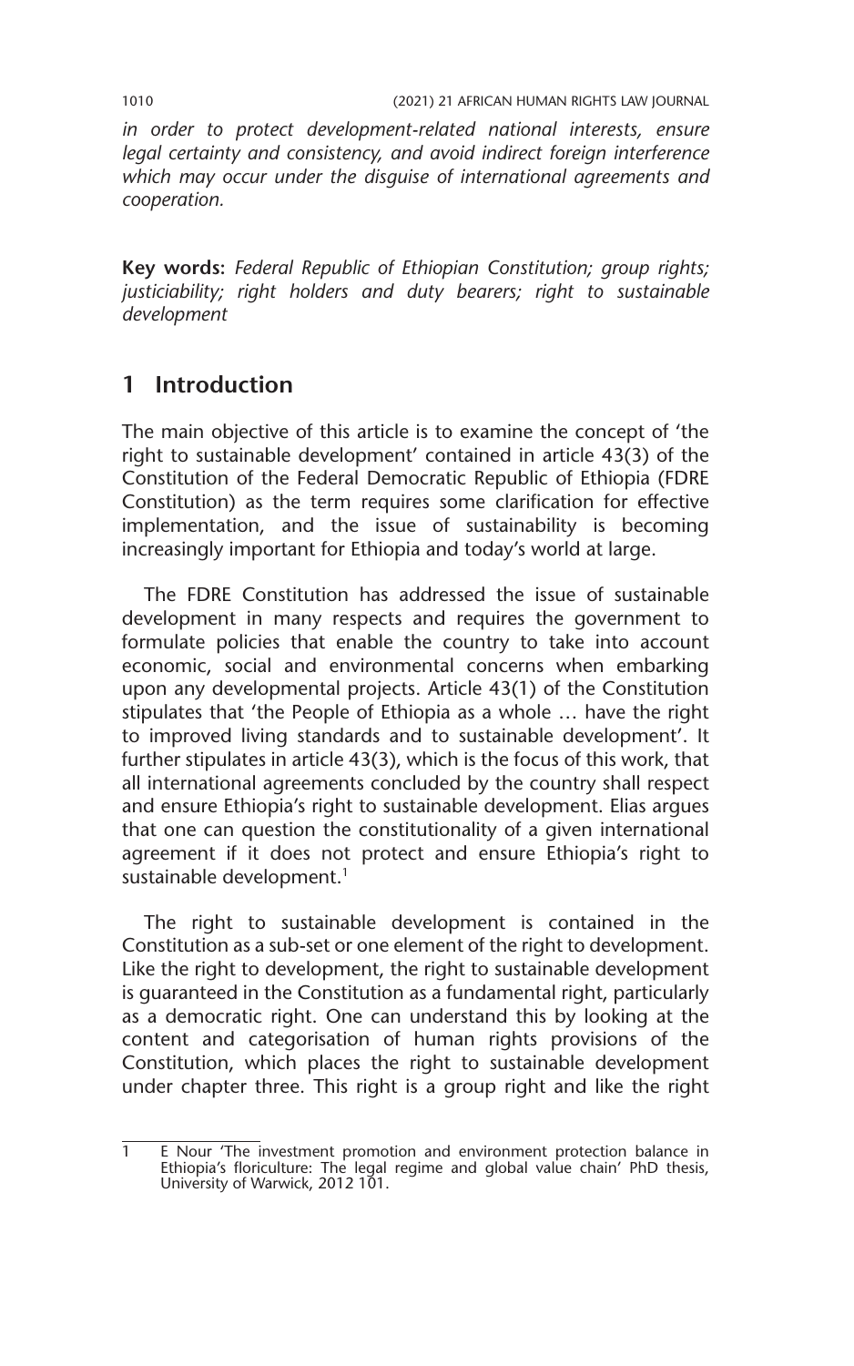*in order to protect development-related national interests, ensure legal certainty and consistency, and avoid indirect foreign interference which may occur under the disguise of international agreements and cooperation.*

**Key words:** *Federal Republic of Ethiopian Constitution; group rights; justiciability; right holders and duty bearers; right to sustainable development*

## 1 Introduction

The main objective of this article is to examine the concept of 'the right to sustainable development' contained in article 43(3) of the Constitution of the Federal Democratic Republic of Ethiopia (FDRE Constitution) as the term requires some clarification for effective implementation, and the issue of sustainability is becoming increasingly important for Ethiopia and today's world at large.

The FDRE Constitution has addressed the issue of sustainable development in many respects and requires the government to formulate policies that enable the country to take into account economic, social and environmental concerns when embarking upon any developmental projects. Article 43(1) of the Constitution stipulates that 'the People of Ethiopia as a whole … have the right to improved living standards and to sustainable development'. It further stipulates in article 43(3), which is the focus of this work, that all international agreements concluded by the country shall respect and ensure Ethiopia's right to sustainable development. Elias argues that one can question the constitutionality of a given international agreement if it does not protect and ensure Ethiopia's right to sustainable development.[1]

The right to sustainable development is contained in the Constitution as a sub-set or one element of the right to development. Like the right to development, the right to sustainable development is guaranteed in the Constitution as a fundamental right, particularly as a democratic right. One can understand this by looking at the content and categorisation of human rights provisions of the Constitution, which places the right to sustainable development under chapter three. This right is a group right and like the right

---

1 E Nour 'The investment promotion and environment protection balance in Ethiopia's floriculture: The legal regime and global value chain' PhD thesis, University of Warwick, 2012 101.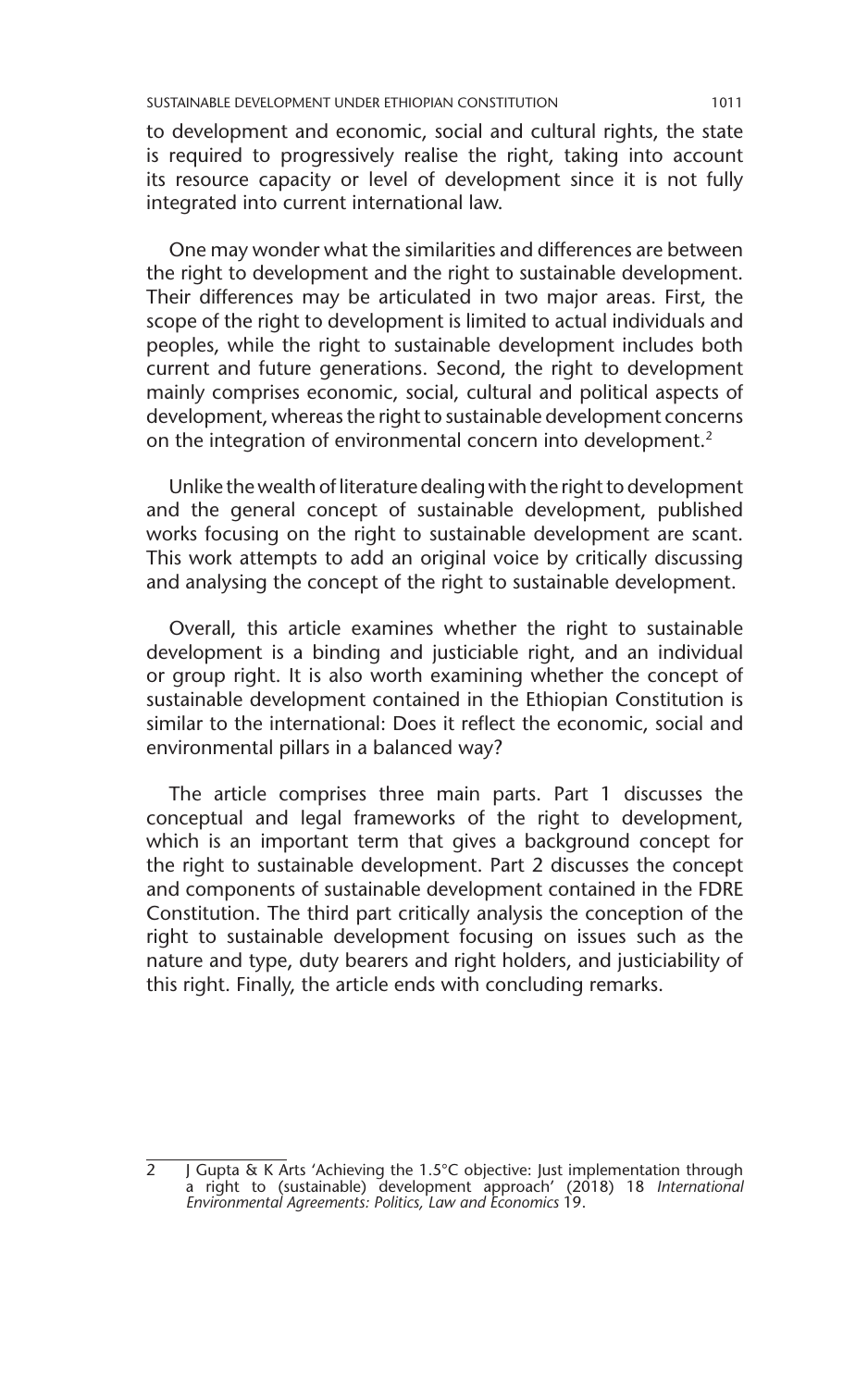to development and economic, social and cultural rights, the state is required to progressively realise the right, taking into account its resource capacity or level of development since it is not fully integrated into current international law.

One may wonder what the similarities and differences are between the right to development and the right to sustainable development. Their differences may be articulated in two major areas. First, the scope of the right to development is limited to actual individuals and peoples, while the right to sustainable development includes both current and future generations. Second, the right to development mainly comprises economic, social, cultural and political aspects of development, whereas the right to sustainable development concerns on the integration of environmental concern into development.[2]

Unlike the wealth of literature dealing with the right to development and the general concept of sustainable development, published works focusing on the right to sustainable development are scant. This work attempts to add an original voice by critically discussing and analysing the concept of the right to sustainable development.

Overall, this article examines whether the right to sustainable development is a binding and justiciable right, and an individual or group right. It is also worth examining whether the concept of sustainable development contained in the Ethiopian Constitution is similar to the international: Does it reflect the economic, social and environmental pillars in a balanced way?

The article comprises three main parts. Part 1 discusses the conceptual and legal frameworks of the right to development, which is an important term that gives a background concept for the right to sustainable development. Part 2 discusses the concept and components of sustainable development contained in the FDRE Constitution. The third part critically analysis the conception of the right to sustainable development focusing on issues such as the nature and type, duty bearers and right holders, and justiciability of this right. Finally, the article ends with concluding remarks.

---

2 J Gupta & K Arts 'Achieving the 1.5°C objective: Just implementation through a right to (sustainable) development approach' (2018) 18 *International Environmental Agreements: Politics, Law and Economics* 19.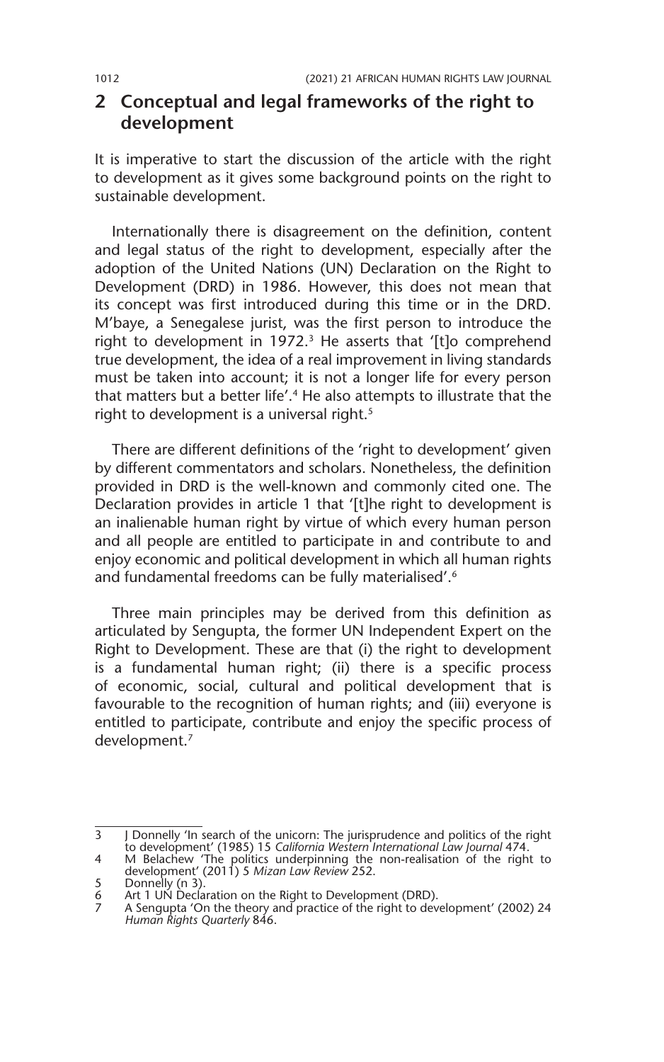## 2 Conceptual and legal frameworks of the right to development

It is imperative to start the discussion of the article with the right to development as it gives some background points on the right to sustainable development.

Internationally there is disagreement on the definition, content and legal status of the right to development, especially after the adoption of the United Nations (UN) Declaration on the Right to Development (DRD) in 1986. However, this does not mean that its concept was first introduced during this time or in the DRD. M'baye, a Senegalese jurist, was the first person to introduce the right to development in 1972.[3] He asserts that '[t]o comprehend true development, the idea of a real improvement in living standards must be taken into account; it is not a longer life for every person that matters but a better life'.[4] He also attempts to illustrate that the right to development is a universal right.[5]

There are different definitions of the 'right to development' given by different commentators and scholars. Nonetheless, the definition provided in DRD is the well-known and commonly cited one. The Declaration provides in article 1 that '[t]he right to development is an inalienable human right by virtue of which every human person and all people are entitled to participate in and contribute to and enjoy economic and political development in which all human rights and fundamental freedoms can be fully materialised'.[6]

Three main principles may be derived from this definition as articulated by Sengupta, the former UN Independent Expert on the Right to Development. These are that (i) the right to development is a fundamental human right; (ii) there is a specific process of economic, social, cultural and political development that is favourable to the recognition of human rights; and (iii) everyone is entitled to participate, contribute and enjoy the specific process of development.[7]

---

3 J Donnelly 'In search of the unicorn: The jurisprudence and politics of the right to development' (1985) 15 *California Western International Law Journal* 474.

4 M Belachew 'The politics underpinning the non-realisation of the right to development' (2011) 5 *Mizan Law Review* 252.

5 Donnelly (n 3).

6 Art 1 UN Declaration on the Right to Development (DRD).

7 A Sengupta 'On the theory and practice of the right to development' (2002) 24 *Human Rights Quarterly* 846.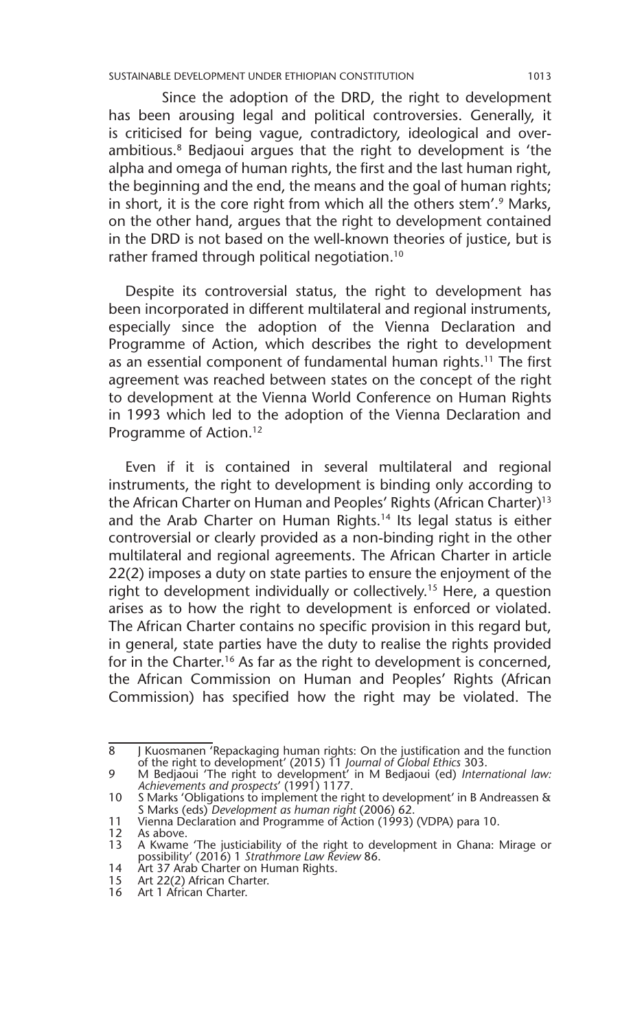Since the adoption of the DRD, the right to development has been arousing legal and political controversies. Generally, it is criticised for being vague, contradictory, ideological and over-ambitious.[8] Bedjaoui argues that the right to development is 'the alpha and omega of human rights, the first and the last human right, the beginning and the end, the means and the goal of human rights; in short, it is the core right from which all the others stem'.[9] Marks, on the other hand, argues that the right to development contained in the DRD is not based on the well-known theories of justice, but is rather framed through political negotiation.[10]

Despite its controversial status, the right to development has been incorporated in different multilateral and regional instruments, especially since the adoption of the Vienna Declaration and Programme of Action, which describes the right to development as an essential component of fundamental human rights.[11] The first agreement was reached between states on the concept of the right to development at the Vienna World Conference on Human Rights in 1993 which led to the adoption of the Vienna Declaration and Programme of Action.[12]

Even if it is contained in several multilateral and regional instruments, the right to development is binding only according to the African Charter on Human and Peoples' Rights (African Charter)[13] and the Arab Charter on Human Rights.[14] Its legal status is either controversial or clearly provided as a non-binding right in the other multilateral and regional agreements. The African Charter in article 22(2) imposes a duty on state parties to ensure the enjoyment of the right to development individually or collectively.[15] Here, a question arises as to how the right to development is enforced or violated. The African Charter contains no specific provision in this regard but, in general, state parties have the duty to realise the rights provided for in the Charter.[16] As far as the right to development is concerned, the African Commission on Human and Peoples' Rights (African Commission) has specified how the right may be violated. The

---

8 J Kuosmanen 'Repackaging human rights: On the justification and the function of the right to development' (2015) 11 *Journal of Global Ethics* 303.

9 M Bedjaoui 'The right to development' in M Bedjaoui (ed) *International law: Achievements and prospects*' (1991) 1177.

10 S Marks 'Obligations to implement the right to development' in B Andreassen & S Marks (eds) *Development as human right* (2006) 62.

11 Vienna Declaration and Programme of Action (1993) (VDPA) para 10.

12 As above.

13 A Kwame 'The justiciability of the right to development in Ghana: Mirage or possibility' (2016) 1 *Strathmore Law Review* 86.

14 Art 37 Arab Charter on Human Rights.

15 Art 22(2) African Charter.

16 Art 1 African Charter.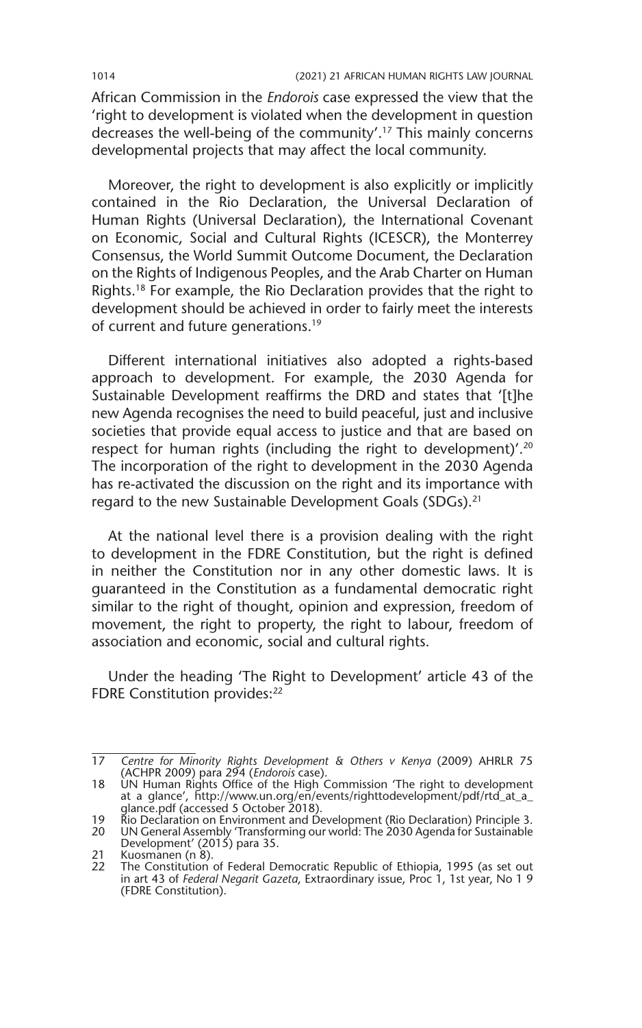African Commission in the *Endorois* case expressed the view that the 'right to development is violated when the development in question decreases the well-being of the community'.[17] This mainly concerns developmental projects that may affect the local community.

Moreover, the right to development is also explicitly or implicitly contained in the Rio Declaration, the Universal Declaration of Human Rights (Universal Declaration), the International Covenant on Economic, Social and Cultural Rights (ICESCR), the Monterrey Consensus, the World Summit Outcome Document, the Declaration on the Rights of Indigenous Peoples, and the Arab Charter on Human Rights.[18] For example, the Rio Declaration provides that the right to development should be achieved in order to fairly meet the interests of current and future generations.[19]

Different international initiatives also adopted a rights-based approach to development. For example, the 2030 Agenda for Sustainable Development reaffirms the DRD and states that '[t]he new Agenda recognises the need to build peaceful, just and inclusive societies that provide equal access to justice and that are based on respect for human rights (including the right to development)'.[20] The incorporation of the right to development in the 2030 Agenda has re-activated the discussion on the right and its importance with regard to the new Sustainable Development Goals (SDGs).[21]

At the national level there is a provision dealing with the right to development in the FDRE Constitution, but the right is defined in neither the Constitution nor in any other domestic laws. It is guaranteed in the Constitution as a fundamental democratic right similar to the right of thought, opinion and expression, freedom of movement, the right to property, the right to labour, freedom of association and economic, social and cultural rights.

Under the heading 'The Right to Development' article 43 of the FDRE Constitution provides:[22]

---

17 *Centre for Minority Rights Development & Others v Kenya* (2009) AHRLR 75 (ACHPR 2009) para 294 (*Endorois* case).

18 UN Human Rights Office of the High Commission 'The right to development at a glance', http://www.un.org/en/events/righttodevelopment/pdf/rtd_at_a_glance.pdf (accessed 5 October 2018).

19 Rio Declaration on Environment and Development (Rio Declaration) Principle 3.

20 UN General Assembly 'Transforming our world: The 2030 Agenda for Sustainable Development' (2015) para 35.

21 Kuosmanen (n 8).

22 The Constitution of Federal Democratic Republic of Ethiopia, 1995 (as set out in art 43 of *Federal Negarit Gazeta*, Extraordinary issue, Proc 1, 1st year, No 1 9 (FDRE Constitution).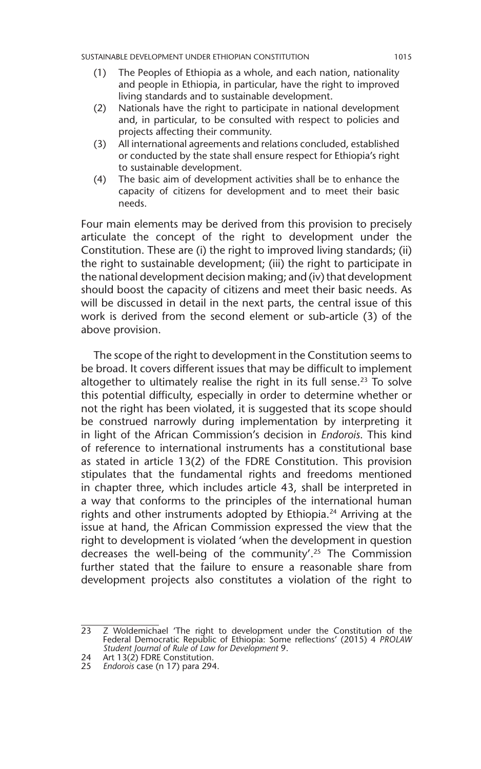(1) The Peoples of Ethiopia as a whole, and each nation, nationality and people in Ethiopia, in particular, have the right to improved living standards and to sustainable development.

(2) Nationals have the right to participate in national development and, in particular, to be consulted with respect to policies and projects affecting their community.

(3) All international agreements and relations concluded, established or conducted by the state shall ensure respect for Ethiopia's right to sustainable development.

(4) The basic aim of development activities shall be to enhance the capacity of citizens for development and to meet their basic needs.

Four main elements may be derived from this provision to precisely articulate the concept of the right to development under the Constitution. These are (i) the right to improved living standards; (ii) the right to sustainable development; (iii) the right to participate in the national development decision making; and (iv) that development should boost the capacity of citizens and meet their basic needs. As will be discussed in detail in the next parts, the central issue of this work is derived from the second element or sub-article (3) of the above provision.

The scope of the right to development in the Constitution seems to be broad. It covers different issues that may be difficult to implement altogether to ultimately realise the right in its full sense.[23] To solve this potential difficulty, especially in order to determine whether or not the right has been violated, it is suggested that its scope should be construed narrowly during implementation by interpreting it in light of the African Commission's decision in *Endorois*. This kind of reference to international instruments has a constitutional base as stated in article 13(2) of the FDRE Constitution. This provision stipulates that the fundamental rights and freedoms mentioned in chapter three, which includes article 43, shall be interpreted in a way that conforms to the principles of the international human rights and other instruments adopted by Ethiopia.[24] Arriving at the issue at hand, the African Commission expressed the view that the right to development is violated 'when the development in question decreases the well-being of the community'.[25] The Commission further stated that the failure to ensure a reasonable share from development projects also constitutes a violation of the right to

---

23 Z Woldemichael 'The right to development under the Constitution of the Federal Democratic Republic of Ethiopia: Some reflections' (2015) 4 *PROLAW Student Journal of Rule of Law for Development* 9.

24 Art 13(2) FDRE Constitution.

25 *Endorois* case (n 17) para 294.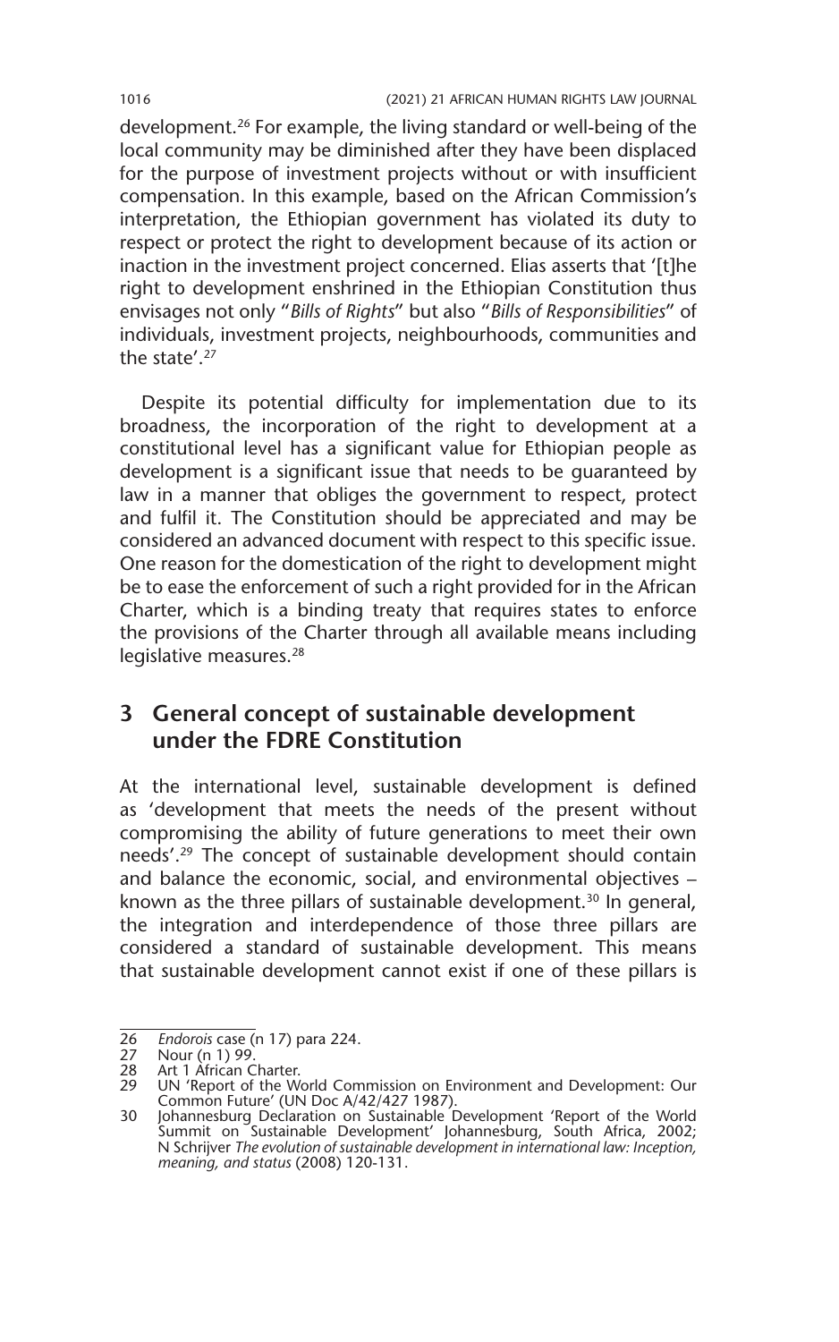development.[26] For example, the living standard or well-being of the local community may be diminished after they have been displaced for the purpose of investment projects without or with insufficient compensation. In this example, based on the African Commission's interpretation, the Ethiopian government has violated its duty to respect or protect the right to development because of its action or inaction in the investment project concerned. Elias asserts that '[t]he right to development enshrined in the Ethiopian Constitution thus envisages not only "*Bills of Rights*" but also "*Bills of Responsibilities*" of individuals, investment projects, neighbourhoods, communities and the state'.[27]

Despite its potential difficulty for implementation due to its broadness, the incorporation of the right to development at a constitutional level has a significant value for Ethiopian people as development is a significant issue that needs to be guaranteed by law in a manner that obliges the government to respect, protect and fulfil it. The Constitution should be appreciated and may be considered an advanced document with respect to this specific issue. One reason for the domestication of the right to development might be to ease the enforcement of such a right provided for in the African Charter, which is a binding treaty that requires states to enforce the provisions of the Charter through all available means including legislative measures.[28]

## 3 General concept of sustainable development under the FDRE Constitution

At the international level, sustainable development is defined as 'development that meets the needs of the present without compromising the ability of future generations to meet their own needs'.[29] The concept of sustainable development should contain and balance the economic, social, and environmental objectives – known as the three pillars of sustainable development.[30] In general, the integration and interdependence of those three pillars are considered a standard of sustainable development. This means that sustainable development cannot exist if one of these pillars is

---

26 *Endorois* case (n 17) para 224.

27 Nour (n 1) 99.

28 Art 1 African Charter.

29 UN 'Report of the World Commission on Environment and Development: Our Common Future' (UN Doc A/42/427 1987).

30 Johannesburg Declaration on Sustainable Development 'Report of the World Summit on Sustainable Development' Johannesburg, South Africa, 2002; N Schrijver *The evolution of sustainable development in international law: Inception, meaning, and status* (2008) 120-131.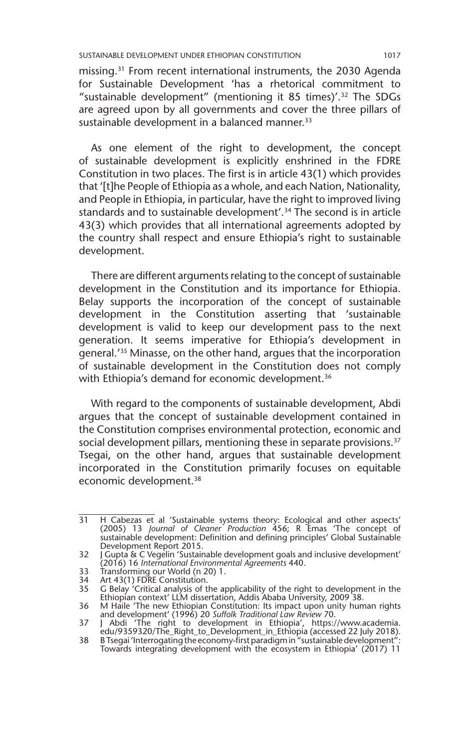missing.[31] From recent international instruments, the 2030 Agenda for Sustainable Development 'has a rhetorical commitment to "sustainable development" (mentioning it 85 times)'.[32] The SDGs are agreed upon by all governments and cover the three pillars of sustainable development in a balanced manner.[33]

As one element of the right to development, the concept of sustainable development is explicitly enshrined in the FDRE Constitution in two places. The first is in article 43(1) which provides that '[t]he People of Ethiopia as a whole, and each Nation, Nationality, and People in Ethiopia, in particular, have the right to improved living standards and to sustainable development'.[34] The second is in article 43(3) which provides that all international agreements adopted by the country shall respect and ensure Ethiopia's right to sustainable development.

There are different arguments relating to the concept of sustainable development in the Constitution and its importance for Ethiopia. Belay supports the incorporation of the concept of sustainable development in the Constitution asserting that 'sustainable development is valid to keep our development pass to the next generation. It seems imperative for Ethiopia's development in general.'[35] Minasse, on the other hand, argues that the incorporation of sustainable development in the Constitution does not comply with Ethiopia's demand for economic development.[36]

With regard to the components of sustainable development, Abdi argues that the concept of sustainable development contained in the Constitution comprises environmental protection, economic and social development pillars, mentioning these in separate provisions.[37] Tsegai, on the other hand, argues that sustainable development incorporated in the Constitution primarily focuses on equitable economic development.[38]

---

31 H Cabezas et al 'Sustainable systems theory: Ecological and other aspects' (2005) 13 *Journal of Cleaner Production* 456; R Emas 'The concept of sustainable development: Definition and defining principles' Global Sustainable Development Report 2015.

32 J Gupta & C Vegelin 'Sustainable development goals and inclusive development' (2016) 16 *International Environmental Agreements* 440.

33 Transforming our World (n 20) 1.

34 Art 43(1) FDRE Constitution.

35 G Belay 'Critical analysis of the applicability of the right to development in the Ethiopian context' LLM dissertation, Addis Ababa University, 2009 38.

36 M Haile 'The new Ethiopian Constitution: Its impact upon unity human rights and development' (1996) 20 *Suffolk Traditional Law Review* 70.

37 J Abdi 'The right to development in Ethiopia', https://www.academia.edu/9359320/The_Right_to_Development_in_Ethiopia (accessed 22 July 2018).

38 B Tsegai 'Interrogating the economy-first paradigm in "sustainable development": Towards integrating development with the ecosystem in Ethiopia' (2017) 11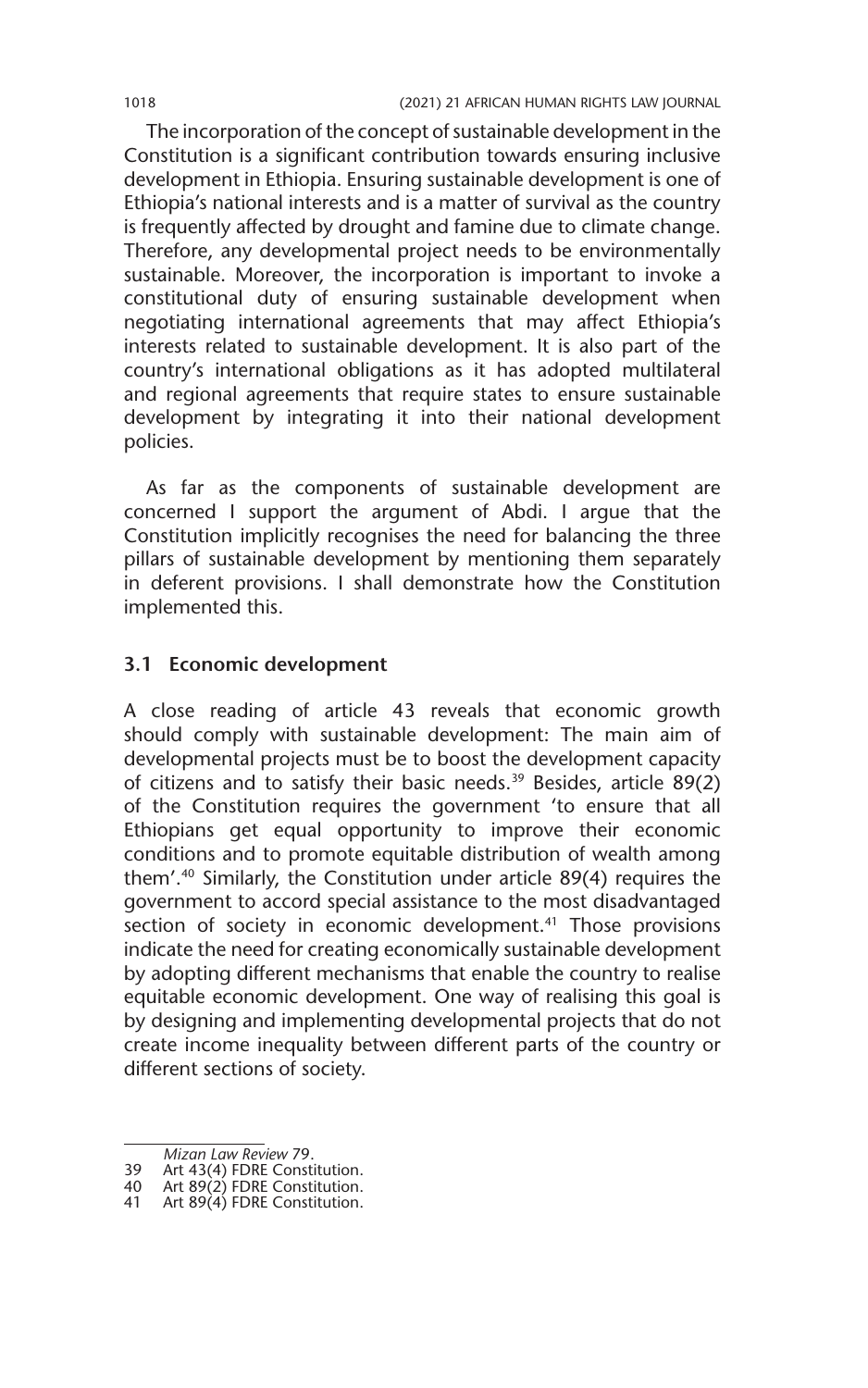The incorporation of the concept of sustainable development in the Constitution is a significant contribution towards ensuring inclusive development in Ethiopia. Ensuring sustainable development is one of Ethiopia's national interests and is a matter of survival as the country is frequently affected by drought and famine due to climate change. Therefore, any developmental project needs to be environmentally sustainable. Moreover, the incorporation is important to invoke a constitutional duty of ensuring sustainable development when negotiating international agreements that may affect Ethiopia's interests related to sustainable development. It is also part of the country's international obligations as it has adopted multilateral and regional agreements that require states to ensure sustainable development by integrating it into their national development policies.

As far as the components of sustainable development are concerned I support the argument of Abdi. I argue that the Constitution implicitly recognises the need for balancing the three pillars of sustainable development by mentioning them separately in deferent provisions. I shall demonstrate how the Constitution implemented this.

### 3.1 Economic development

A close reading of article 43 reveals that economic growth should comply with sustainable development: The main aim of developmental projects must be to boost the development capacity of citizens and to satisfy their basic needs.[39] Besides, article 89(2) of the Constitution requires the government 'to ensure that all Ethiopians get equal opportunity to improve their economic conditions and to promote equitable distribution of wealth among them'.[40] Similarly, the Constitution under article 89(4) requires the government to accord special assistance to the most disadvantaged section of society in economic development.[41] Those provisions indicate the need for creating economically sustainable development by adopting different mechanisms that enable the country to realise equitable economic development. One way of realising this goal is by designing and implementing developmental projects that do not create income inequality between different parts of the country or different sections of society.

---

*Mizan Law Review* 79.

39 Art 43(4) FDRE Constitution.

40 Art 89(2) FDRE Constitution.

41 Art 89(4) FDRE Constitution.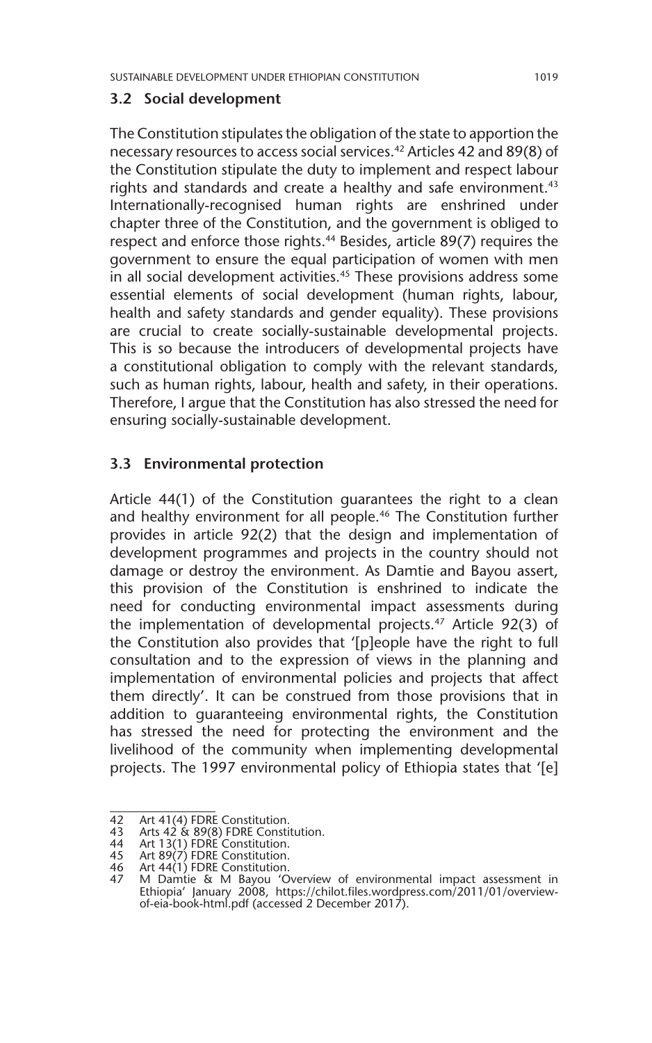### 3.2 Social development

The Constitution stipulates the obligation of the state to apportion the necessary resources to access social services.[42] Articles 42 and 89(8) of the Constitution stipulate the duty to implement and respect labour rights and standards and create a healthy and safe environment.[43] Internationally-recognised human rights are enshrined under chapter three of the Constitution, and the government is obliged to respect and enforce those rights.[44] Besides, article 89(7) requires the government to ensure the equal participation of women with men in all social development activities.[45] These provisions address some essential elements of social development (human rights, labour, health and safety standards and gender equality). These provisions are crucial to create socially-sustainable developmental projects. This is so because the introducers of developmental projects have a constitutional obligation to comply with the relevant standards, such as human rights, labour, health and safety, in their operations. Therefore, I argue that the Constitution has also stressed the need for ensuring socially-sustainable development.

### 3.3 Environmental protection

Article 44(1) of the Constitution guarantees the right to a clean and healthy environment for all people.[46] The Constitution further provides in article 92(2) that the design and implementation of development programmes and projects in the country should not damage or destroy the environment. As Damtie and Bayou assert, this provision of the Constitution is enshrined to indicate the need for conducting environmental impact assessments during the implementation of developmental projects.[47] Article 92(3) of the Constitution also provides that '[p]eople have the right to full consultation and to the expression of views in the planning and implementation of environmental policies and projects that affect them directly'. It can be construed from those provisions that in addition to guaranteeing environmental rights, the Constitution has stressed the need for protecting the environment and the livelihood of the community when implementing developmental projects. The 1997 environmental policy of Ethiopia states that '[e]

---

42 Art 41(4) FDRE Constitution.
43 Arts 42 & 89(8) FDRE Constitution.
44 Art 13(1) FDRE Constitution.
45 Art 89(7) FDRE Constitution.
46 Art 44(1) FDRE Constitution.
47 M Damtie & M Bayou 'Overview of environmental impact assessment in Ethiopia' January 2008, https://chilot.files.wordpress.com/2011/01/overview-of-eia-book-html.pdf (accessed 2 December 2017).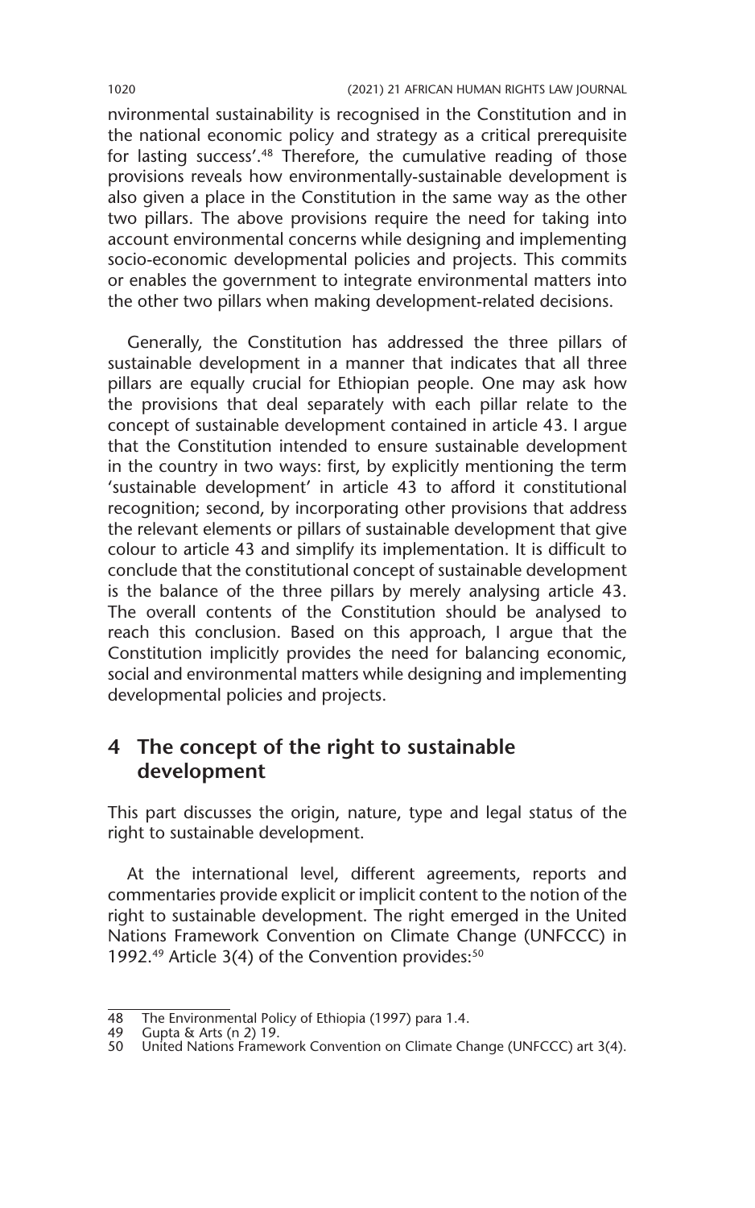nvironmental sustainability is recognised in the Constitution and in the national economic policy and strategy as a critical prerequisite for lasting success'.[48] Therefore, the cumulative reading of those provisions reveals how environmentally-sustainable development is also given a place in the Constitution in the same way as the other two pillars. The above provisions require the need for taking into account environmental concerns while designing and implementing socio-economic developmental policies and projects. This commits or enables the government to integrate environmental matters into the other two pillars when making development-related decisions.

Generally, the Constitution has addressed the three pillars of sustainable development in a manner that indicates that all three pillars are equally crucial for Ethiopian people. One may ask how the provisions that deal separately with each pillar relate to the concept of sustainable development contained in article 43. I argue that the Constitution intended to ensure sustainable development in the country in two ways: first, by explicitly mentioning the term 'sustainable development' in article 43 to afford it constitutional recognition; second, by incorporating other provisions that address the relevant elements or pillars of sustainable development that give colour to article 43 and simplify its implementation. It is difficult to conclude that the constitutional concept of sustainable development is the balance of the three pillars by merely analysing article 43. The overall contents of the Constitution should be analysed to reach this conclusion. Based on this approach, I argue that the Constitution implicitly provides the need for balancing economic, social and environmental matters while designing and implementing developmental policies and projects.

## 4 The concept of the right to sustainable development

This part discusses the origin, nature, type and legal status of the right to sustainable development.

At the international level, different agreements, reports and commentaries provide explicit or implicit content to the notion of the right to sustainable development. The right emerged in the United Nations Framework Convention on Climate Change (UNFCCC) in 1992.[49] Article 3(4) of the Convention provides:[50]

---

48 The Environmental Policy of Ethiopia (1997) para 1.4.

49 Gupta & Arts (n 2) 19.

50 United Nations Framework Convention on Climate Change (UNFCCC) art 3(4).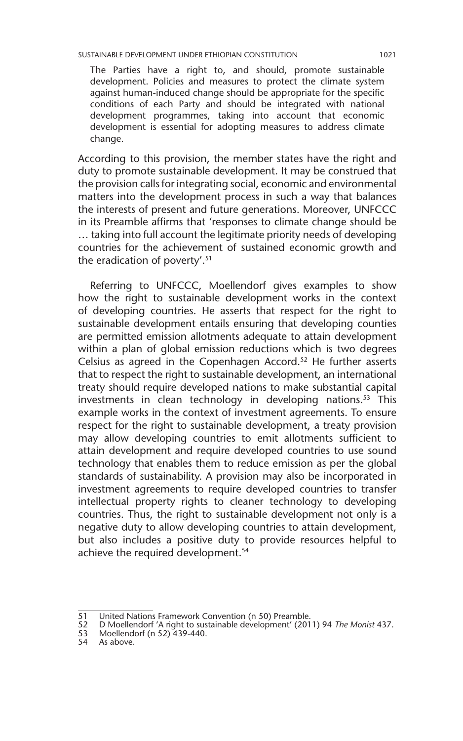> The Parties have a right to, and should, promote sustainable development. Policies and measures to protect the climate system against human-induced change should be appropriate for the specific conditions of each Party and should be integrated with national development programmes, taking into account that economic development is essential for adopting measures to address climate change.

According to this provision, the member states have the right and duty to promote sustainable development. It may be construed that the provision calls for integrating social, economic and environmental matters into the development process in such a way that balances the interests of present and future generations. Moreover, UNFCCC in its Preamble affirms that 'responses to climate change should be … taking into full account the legitimate priority needs of developing countries for the achievement of sustained economic growth and the eradication of poverty'.[51]

Referring to UNFCCC, Moellendorf gives examples to show how the right to sustainable development works in the context of developing countries. He asserts that respect for the right to sustainable development entails ensuring that developing counties are permitted emission allotments adequate to attain development within a plan of global emission reductions which is two degrees Celsius as agreed in the Copenhagen Accord.[52] He further asserts that to respect the right to sustainable development, an international treaty should require developed nations to make substantial capital investments in clean technology in developing nations.[53] This example works in the context of investment agreements. To ensure respect for the right to sustainable development, a treaty provision may allow developing countries to emit allotments sufficient to attain development and require developed countries to use sound technology that enables them to reduce emission as per the global standards of sustainability. A provision may also be incorporated in investment agreements to require developed countries to transfer intellectual property rights to cleaner technology to developing countries. Thus, the right to sustainable development not only is a negative duty to allow developing countries to attain development, but also includes a positive duty to provide resources helpful to achieve the required development.[54]

---

51 United Nations Framework Convention (n 50) Preamble.

52 D Moellendorf 'A right to sustainable development' (2011) 94 *The Monist* 437.

53 Moellendorf (n 52) 439-440.

54 As above.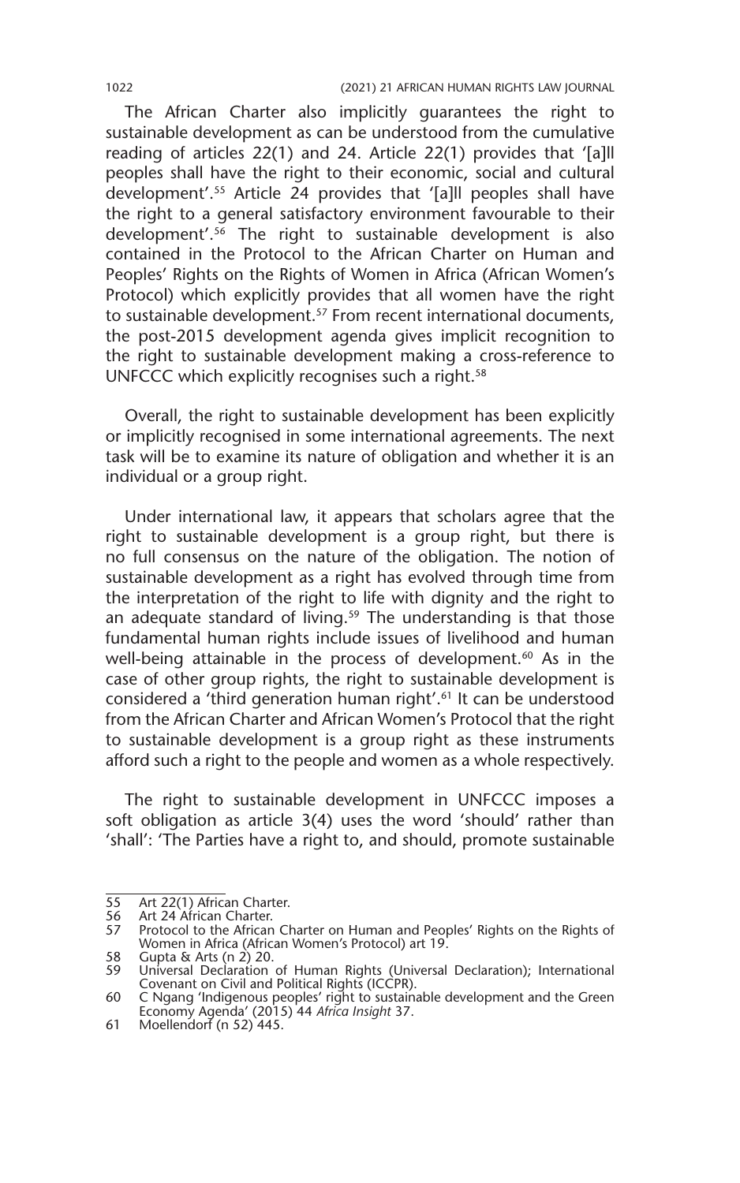The African Charter also implicitly guarantees the right to sustainable development as can be understood from the cumulative reading of articles 22(1) and 24. Article 22(1) provides that '[a]ll peoples shall have the right to their economic, social and cultural development'.[55] Article 24 provides that '[a]ll peoples shall have the right to a general satisfactory environment favourable to their development'.[56] The right to sustainable development is also contained in the Protocol to the African Charter on Human and Peoples' Rights on the Rights of Women in Africa (African Women's Protocol) which explicitly provides that all women have the right to sustainable development.[57] From recent international documents, the post-2015 development agenda gives implicit recognition to the right to sustainable development making a cross-reference to UNFCCC which explicitly recognises such a right.[58]

Overall, the right to sustainable development has been explicitly or implicitly recognised in some international agreements. The next task will be to examine its nature of obligation and whether it is an individual or a group right.

Under international law, it appears that scholars agree that the right to sustainable development is a group right, but there is no full consensus on the nature of the obligation. The notion of sustainable development as a right has evolved through time from the interpretation of the right to life with dignity and the right to an adequate standard of living.[59] The understanding is that those fundamental human rights include issues of livelihood and human well-being attainable in the process of development.[60] As in the case of other group rights, the right to sustainable development is considered a 'third generation human right'.[61] It can be understood from the African Charter and African Women's Protocol that the right to sustainable development is a group right as these instruments afford such a right to the people and women as a whole respectively.

The right to sustainable development in UNFCCC imposes a soft obligation as article 3(4) uses the word 'should' rather than 'shall': 'The Parties have a right to, and should, promote sustainable

---

55 Art 22(1) African Charter.

56 Art 24 African Charter.

57 Protocol to the African Charter on Human and Peoples' Rights on the Rights of Women in Africa (African Women's Protocol) art 19.

58 Gupta & Arts (n 2) 20.

59 Universal Declaration of Human Rights (Universal Declaration); International Covenant on Civil and Political Rights (ICCPR).

60 C Ngang 'Indigenous peoples' right to sustainable development and the Green Economy Agenda' (2015) 44 *Africa Insight* 37.

61 Moellendorf (n 52) 445.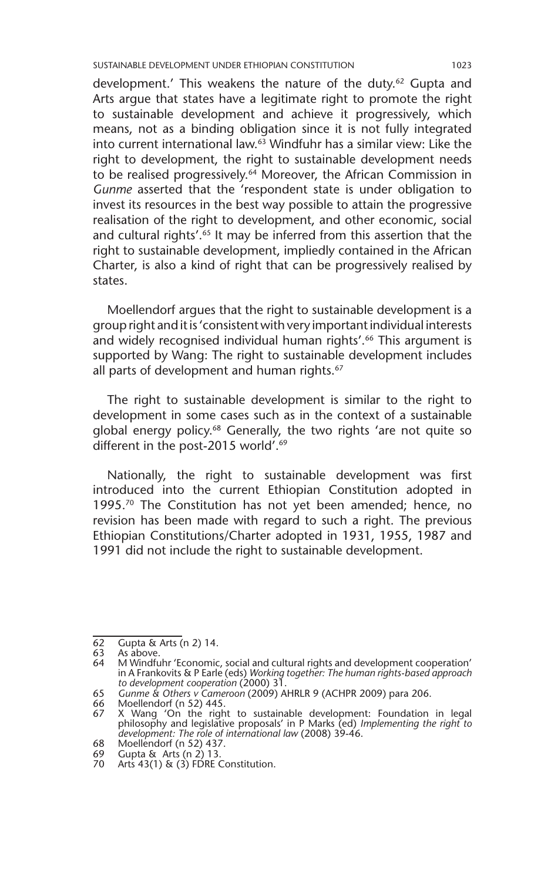development.' This weakens the nature of the duty.[62] Gupta and Arts argue that states have a legitimate right to promote the right to sustainable development and achieve it progressively, which means, not as a binding obligation since it is not fully integrated into current international law.[63] Windfuhr has a similar view: Like the right to development, the right to sustainable development needs to be realised progressively.[64] Moreover, the African Commission in *Gunme* asserted that the 'respondent state is under obligation to invest its resources in the best way possible to attain the progressive realisation of the right to development, and other economic, social and cultural rights'.[65] It may be inferred from this assertion that the right to sustainable development, impliedly contained in the African Charter, is also a kind of right that can be progressively realised by states.

Moellendorf argues that the right to sustainable development is a group right and it is 'consistent with very important individual interests and widely recognised individual human rights'.[66] This argument is supported by Wang: The right to sustainable development includes all parts of development and human rights.[67]

The right to sustainable development is similar to the right to development in some cases such as in the context of a sustainable global energy policy.[68] Generally, the two rights 'are not quite so different in the post-2015 world'.[69]

Nationally, the right to sustainable development was first introduced into the current Ethiopian Constitution adopted in 1995.[70] The Constitution has not yet been amended; hence, no revision has been made with regard to such a right. The previous Ethiopian Constitutions/Charter adopted in 1931, 1955, 1987 and 1991 did not include the right to sustainable development.

---

62 Gupta & Arts (n 2) 14.

63 As above.

64 M Windfuhr 'Economic, social and cultural rights and development cooperation' in A Frankovits & P Earle (eds) *Working together: The human rights-based approach to development cooperation* (2000) 31.

65 *Gunme & Others v Cameroon* (2009) AHRLR 9 (ACHPR 2009) para 206.

66 Moellendorf (n 52) 445.

67 X Wang 'On the right to sustainable development: Foundation in legal philosophy and legislative proposals' in P Marks (ed) *Implementing the right to development: The role of international law* (2008) 39-46.

68 Moellendorf (n 52) 437.

69 Gupta & Arts (n 2) 13.

70 Arts 43(1) & (3) FDRE Constitution.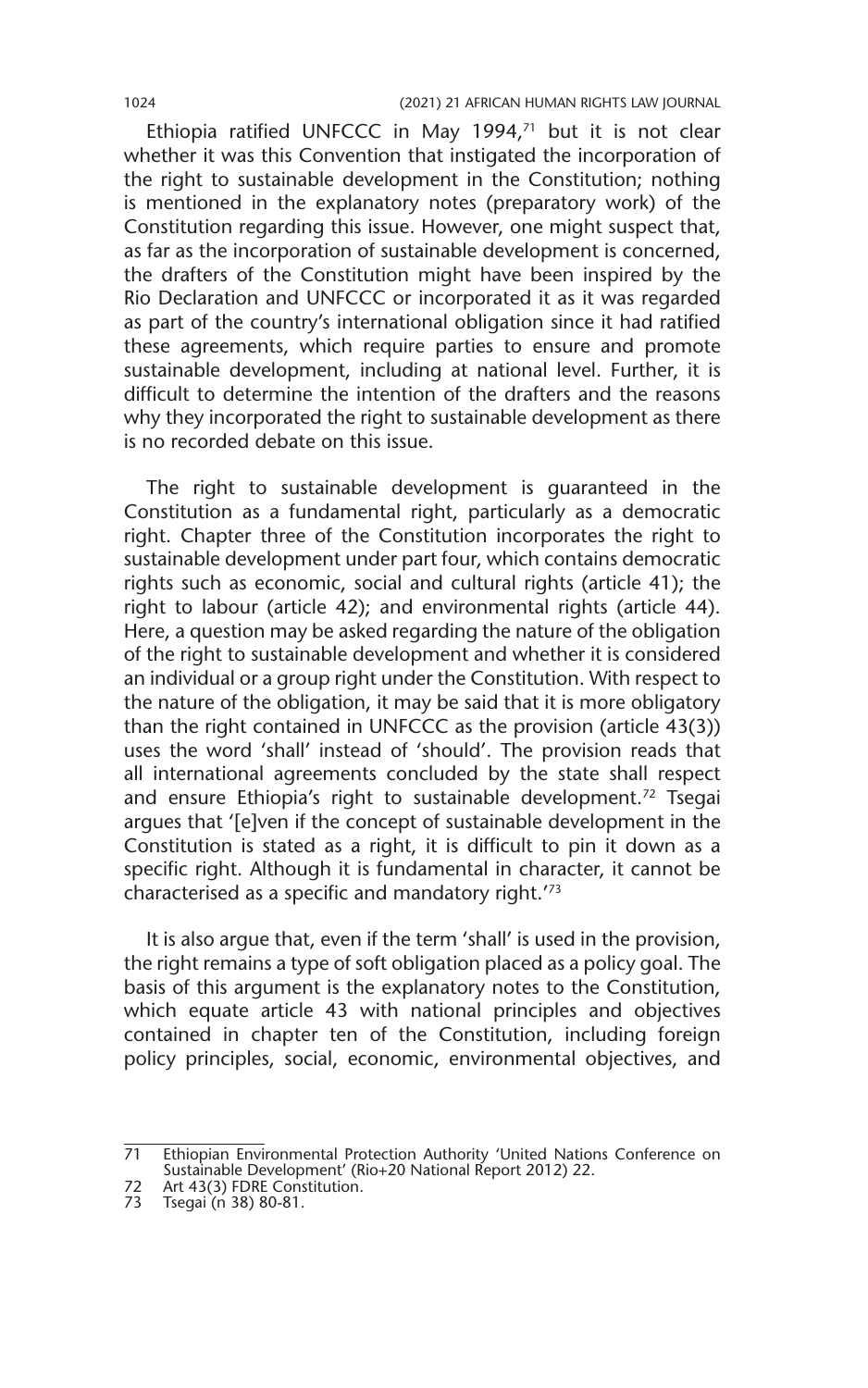Ethiopia ratified UNFCCC in May 1994,[71] but it is not clear whether it was this Convention that instigated the incorporation of the right to sustainable development in the Constitution; nothing is mentioned in the explanatory notes (preparatory work) of the Constitution regarding this issue. However, one might suspect that, as far as the incorporation of sustainable development is concerned, the drafters of the Constitution might have been inspired by the Rio Declaration and UNFCCC or incorporated it as it was regarded as part of the country's international obligation since it had ratified these agreements, which require parties to ensure and promote sustainable development, including at national level. Further, it is difficult to determine the intention of the drafters and the reasons why they incorporated the right to sustainable development as there is no recorded debate on this issue.

The right to sustainable development is guaranteed in the Constitution as a fundamental right, particularly as a democratic right. Chapter three of the Constitution incorporates the right to sustainable development under part four, which contains democratic rights such as economic, social and cultural rights (article 41); the right to labour (article 42); and environmental rights (article 44). Here, a question may be asked regarding the nature of the obligation of the right to sustainable development and whether it is considered an individual or a group right under the Constitution. With respect to the nature of the obligation, it may be said that it is more obligatory than the right contained in UNFCCC as the provision (article 43(3)) uses the word 'shall' instead of 'should'. The provision reads that all international agreements concluded by the state shall respect and ensure Ethiopia's right to sustainable development.[72] Tsegai argues that '[e]ven if the concept of sustainable development in the Constitution is stated as a right, it is difficult to pin it down as a specific right. Although it is fundamental in character, it cannot be characterised as a specific and mandatory right.'[73]

It is also argue that, even if the term 'shall' is used in the provision, the right remains a type of soft obligation placed as a policy goal. The basis of this argument is the explanatory notes to the Constitution, which equate article 43 with national principles and objectives contained in chapter ten of the Constitution, including foreign policy principles, social, economic, environmental objectives, and

---

71 Ethiopian Environmental Protection Authority 'United Nations Conference on Sustainable Development' (Rio+20 National Report 2012) 22.

72 Art 43(3) FDRE Constitution.

73 Tsegai (n 38) 80-81.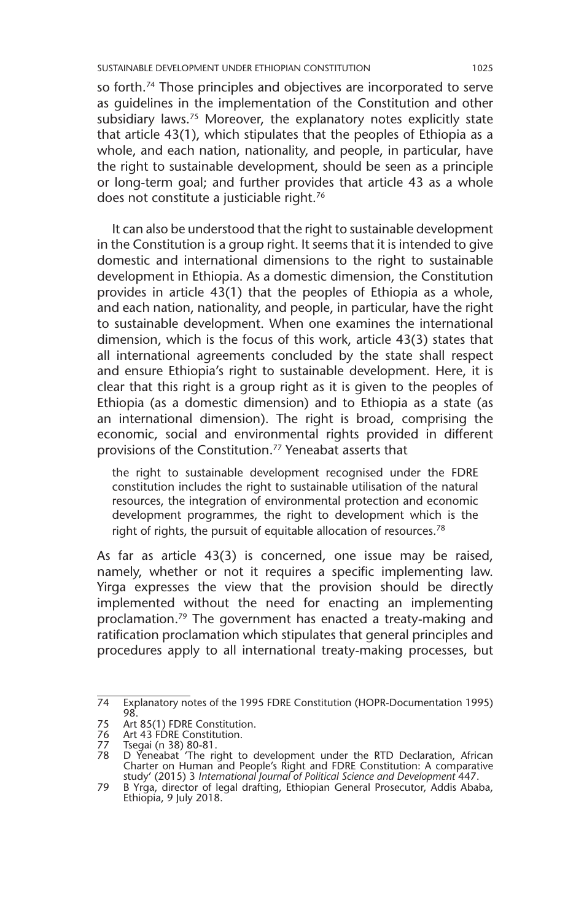so forth.[74] Those principles and objectives are incorporated to serve as guidelines in the implementation of the Constitution and other subsidiary laws.[75] Moreover, the explanatory notes explicitly state that article 43(1), which stipulates that the peoples of Ethiopia as a whole, and each nation, nationality, and people, in particular, have the right to sustainable development, should be seen as a principle or long-term goal; and further provides that article 43 as a whole does not constitute a justiciable right.[76]

It can also be understood that the right to sustainable development in the Constitution is a group right. It seems that it is intended to give domestic and international dimensions to the right to sustainable development in Ethiopia. As a domestic dimension, the Constitution provides in article 43(1) that the peoples of Ethiopia as a whole, and each nation, nationality, and people, in particular, have the right to sustainable development. When one examines the international dimension, which is the focus of this work, article 43(3) states that all international agreements concluded by the state shall respect and ensure Ethiopia's right to sustainable development. Here, it is clear that this right is a group right as it is given to the peoples of Ethiopia (as a domestic dimension) and to Ethiopia as a state (as an international dimension). The right is broad, comprising the economic, social and environmental rights provided in different provisions of the Constitution.[77] Yeneabat asserts that

> the right to sustainable development recognised under the FDRE constitution includes the right to sustainable utilisation of the natural resources, the integration of environmental protection and economic development programmes, the right to development which is the right of rights, the pursuit of equitable allocation of resources.[78]

As far as article 43(3) is concerned, one issue may be raised, namely, whether or not it requires a specific implementing law. Yirga expresses the view that the provision should be directly implemented without the need for enacting an implementing proclamation.[79] The government has enacted a treaty-making and ratification proclamation which stipulates that general principles and procedures apply to all international treaty-making processes, but

---

74 Explanatory notes of the 1995 FDRE Constitution (HOPR-Documentation 1995) 98.

75 Art 85(1) FDRE Constitution.

76 Art 43 FDRE Constitution.

77 Tsegai (n 38) 80-81.

78 D Yeneabat 'The right to development under the RTD Declaration, African Charter on Human and People's Right and FDRE Constitution: A comparative study' (2015) 3 *International Journal of Political Science and Development* 447.

79 B Yrga, director of legal drafting, Ethiopian General Prosecutor, Addis Ababa, Ethiopia, 9 July 2018.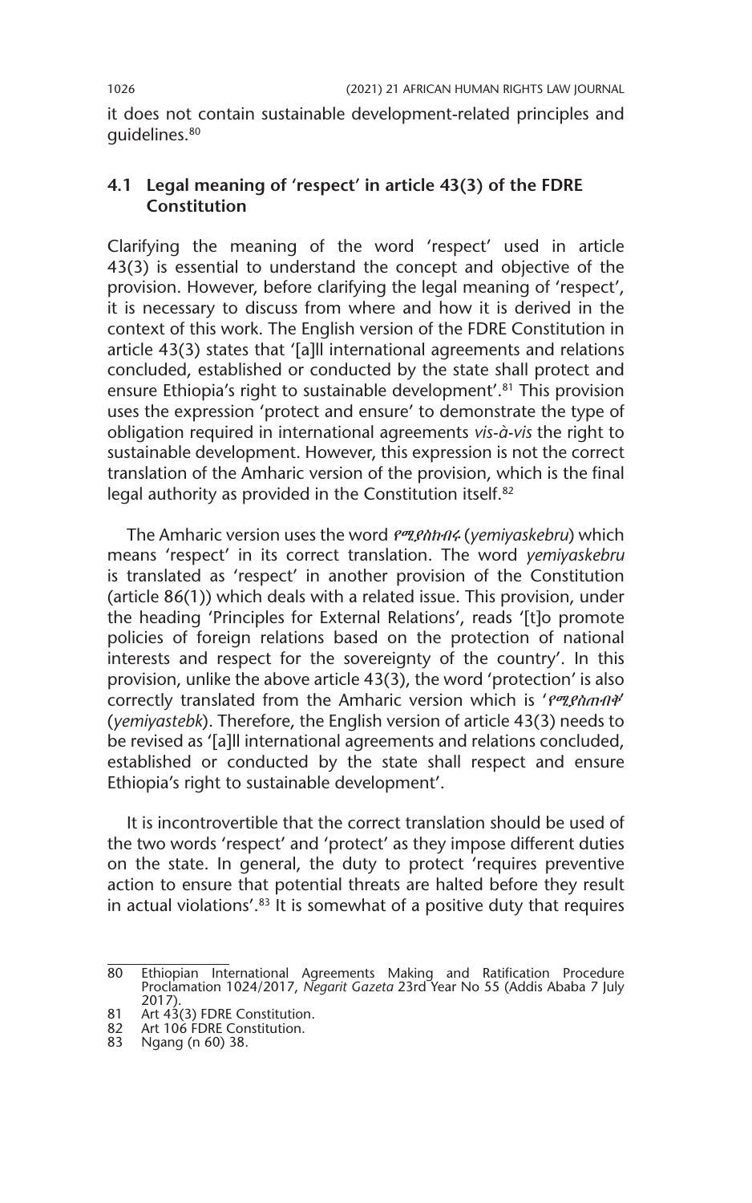it does not contain sustainable development-related principles and guidelines.[80]

### 4.1 Legal meaning of 'respect' in article 43(3) of the FDRE Constitution

Clarifying the meaning of the word 'respect' used in article 43(3) is essential to understand the concept and objective of the provision. However, before clarifying the legal meaning of 'respect', it is necessary to discuss from where and how it is derived in the context of this work. The English version of the FDRE Constitution in article 43(3) states that '[a]ll international agreements and relations concluded, established or conducted by the state shall protect and ensure Ethiopia's right to sustainable development'.[81] This provision uses the expression 'protect and ensure' to demonstrate the type of obligation required in international agreements *vis-à-vis* the right to sustainable development. However, this expression is not the correct translation of the Amharic version of the provision, which is the final legal authority as provided in the Constitution itself.[82]

The Amharic version uses the word የሚያስከብሩ (*yemiyaskebru*) which means 'respect' in its correct translation. The word *yemiyaskebru* is translated as 'respect' in another provision of the Constitution (article 86(1)) which deals with a related issue. This provision, under the heading 'Principles for External Relations', reads '[t]o promote policies of foreign relations based on the protection of national interests and respect for the sovereignty of the country'. In this provision, unlike the above article 43(3), the word 'protection' is also correctly translated from the Amharic version which is 'የሚያስጠብቅ' (*yemiyastebk*). Therefore, the English version of article 43(3) needs to be revised as '[a]ll international agreements and relations concluded, established or conducted by the state shall respect and ensure Ethiopia's right to sustainable development'.

It is incontrovertible that the correct translation should be used of the two words 'respect' and 'protect' as they impose different duties on the state. In general, the duty to protect 'requires preventive action to ensure that potential threats are halted before they result in actual violations'.[83] It is somewhat of a positive duty that requires

---

80 Ethiopian International Agreements Making and Ratification Procedure Proclamation 1024/2017, *Negarit Gazeta* 23rd Year No 55 (Addis Ababa 7 July 2017).

81 Art 43(3) FDRE Constitution.

82 Art 106 FDRE Constitution.

83 Ngang (n 60) 38.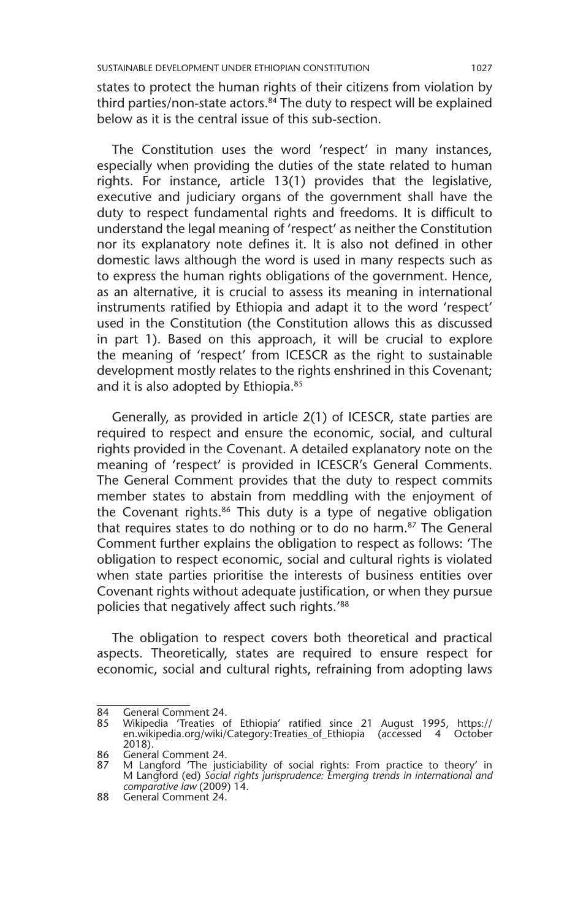states to protect the human rights of their citizens from violation by third parties/non-state actors.[84] The duty to respect will be explained below as it is the central issue of this sub-section.

The Constitution uses the word 'respect' in many instances, especially when providing the duties of the state related to human rights. For instance, article 13(1) provides that the legislative, executive and judiciary organs of the government shall have the duty to respect fundamental rights and freedoms. It is difficult to understand the legal meaning of 'respect' as neither the Constitution nor its explanatory note defines it. It is also not defined in other domestic laws although the word is used in many respects such as to express the human rights obligations of the government. Hence, as an alternative, it is crucial to assess its meaning in international instruments ratified by Ethiopia and adapt it to the word 'respect' used in the Constitution (the Constitution allows this as discussed in part 1). Based on this approach, it will be crucial to explore the meaning of 'respect' from ICESCR as the right to sustainable development mostly relates to the rights enshrined in this Covenant; and it is also adopted by Ethiopia.[85]

Generally, as provided in article 2(1) of ICESCR, state parties are required to respect and ensure the economic, social, and cultural rights provided in the Covenant. A detailed explanatory note on the meaning of 'respect' is provided in ICESCR's General Comments. The General Comment provides that the duty to respect commits member states to abstain from meddling with the enjoyment of the Covenant rights.[86] This duty is a type of negative obligation that requires states to do nothing or to do no harm.[87] The General Comment further explains the obligation to respect as follows: 'The obligation to respect economic, social and cultural rights is violated when state parties prioritise the interests of business entities over Covenant rights without adequate justification, or when they pursue policies that negatively affect such rights.'[88]

The obligation to respect covers both theoretical and practical aspects. Theoretically, states are required to ensure respect for economic, social and cultural rights, refraining from adopting laws

---

84 General Comment 24.

85 Wikipedia 'Treaties of Ethiopia' ratified since 21 August 1995, https://en.wikipedia.org/wiki/Category:Treaties_of_Ethiopia (accessed 4 October 2018).

86 General Comment 24.

87 M Langford 'The justiciability of social rights: From practice to theory' in M Langford (ed) *Social rights jurisprudence: Emerging trends in international and comparative law* (2009) 14.

88 General Comment 24.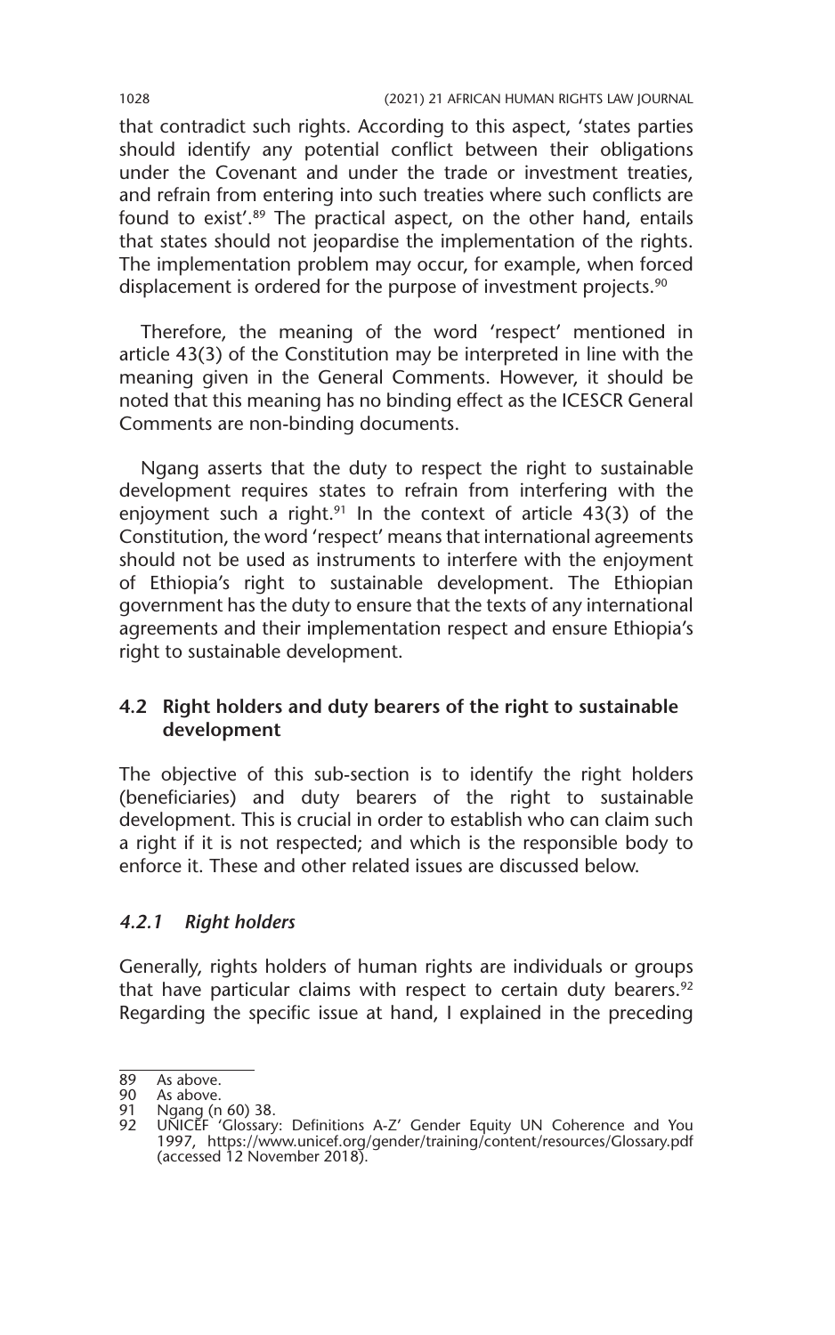that contradict such rights. According to this aspect, 'states parties should identify any potential conflict between their obligations under the Covenant and under the trade or investment treaties, and refrain from entering into such treaties where such conflicts are found to exist'.[89] The practical aspect, on the other hand, entails that states should not jeopardise the implementation of the rights. The implementation problem may occur, for example, when forced displacement is ordered for the purpose of investment projects.[90]

Therefore, the meaning of the word 'respect' mentioned in article 43(3) of the Constitution may be interpreted in line with the meaning given in the General Comments. However, it should be noted that this meaning has no binding effect as the ICESCR General Comments are non-binding documents.

Ngang asserts that the duty to respect the right to sustainable development requires states to refrain from interfering with the enjoyment such a right.[91] In the context of article 43(3) of the Constitution, the word 'respect' means that international agreements should not be used as instruments to interfere with the enjoyment of Ethiopia's right to sustainable development. The Ethiopian government has the duty to ensure that the texts of any international agreements and their implementation respect and ensure Ethiopia's right to sustainable development.

### 4.2 Right holders and duty bearers of the right to sustainable development

The objective of this sub-section is to identify the right holders (beneficiaries) and duty bearers of the right to sustainable development. This is crucial in order to establish who can claim such a right if it is not respected; and which is the responsible body to enforce it. These and other related issues are discussed below.

#### *4.2.1 Right holders*

Generally, rights holders of human rights are individuals or groups that have particular claims with respect to certain duty bearers.[92] Regarding the specific issue at hand, I explained in the preceding

---

89 As above.
90 As above.
91 Ngang (n 60) 38.
92 UNICEF 'Glossary: Definitions A-Z' Gender Equity UN Coherence and You 1997, https://www.unicef.org/gender/training/content/resources/Glossary.pdf (accessed 12 November 2018).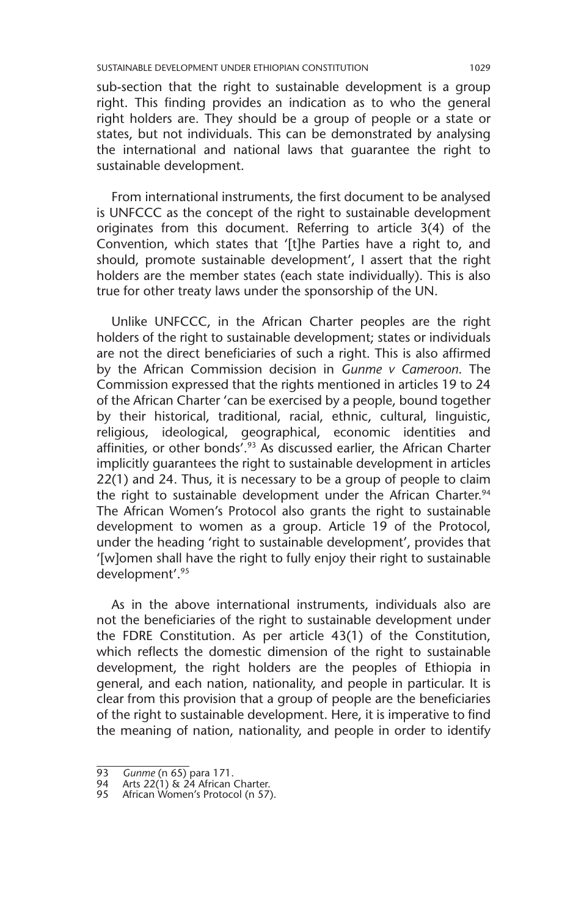sub-section that the right to sustainable development is a group right. This finding provides an indication as to who the general right holders are. They should be a group of people or a state or states, but not individuals. This can be demonstrated by analysing the international and national laws that guarantee the right to sustainable development.

From international instruments, the first document to be analysed is UNFCCC as the concept of the right to sustainable development originates from this document. Referring to article 3(4) of the Convention, which states that '[t]he Parties have a right to, and should, promote sustainable development', I assert that the right holders are the member states (each state individually). This is also true for other treaty laws under the sponsorship of the UN.

Unlike UNFCCC, in the African Charter peoples are the right holders of the right to sustainable development; states or individuals are not the direct beneficiaries of such a right. This is also affirmed by the African Commission decision in *Gunme v Cameroon*. The Commission expressed that the rights mentioned in articles 19 to 24 of the African Charter 'can be exercised by a people, bound together by their historical, traditional, racial, ethnic, cultural, linguistic, religious, ideological, geographical, economic identities and affinities, or other bonds'.[93] As discussed earlier, the African Charter implicitly guarantees the right to sustainable development in articles 22(1) and 24. Thus, it is necessary to be a group of people to claim the right to sustainable development under the African Charter.[94] The African Women's Protocol also grants the right to sustainable development to women as a group. Article 19 of the Protocol, under the heading 'right to sustainable development', provides that '[w]omen shall have the right to fully enjoy their right to sustainable development'.[95]

As in the above international instruments, individuals also are not the beneficiaries of the right to sustainable development under the FDRE Constitution. As per article 43(1) of the Constitution, which reflects the domestic dimension of the right to sustainable development, the right holders are the peoples of Ethiopia in general, and each nation, nationality, and people in particular. It is clear from this provision that a group of people are the beneficiaries of the right to sustainable development. Here, it is imperative to find the meaning of nation, nationality, and people in order to identify

---

93 *Gunme* (n 65) para 171.
94 Arts 22(1) & 24 African Charter.
95 African Women's Protocol (n 57).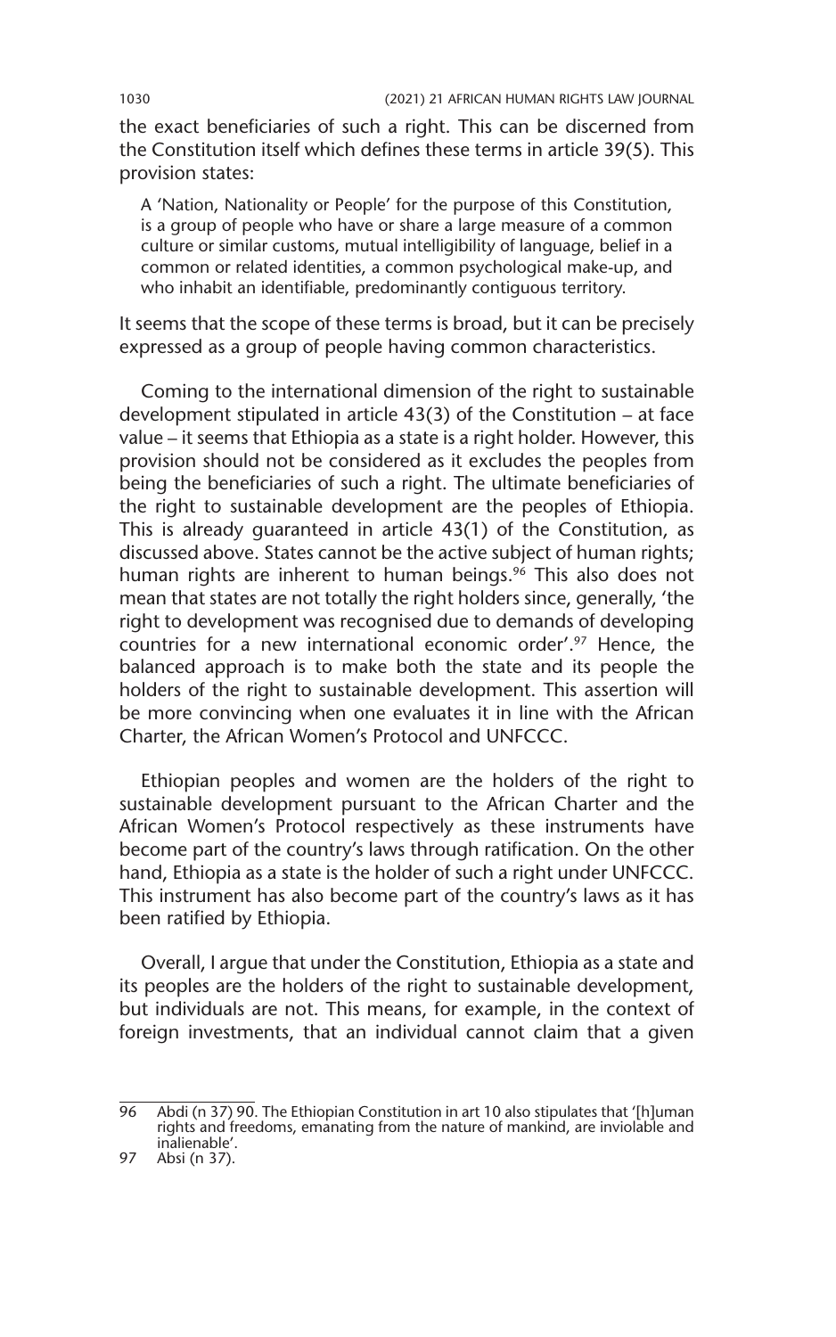the exact beneficiaries of such a right. This can be discerned from the Constitution itself which defines these terms in article 39(5). This provision states:

> A 'Nation, Nationality or People' for the purpose of this Constitution, is a group of people who have or share a large measure of a common culture or similar customs, mutual intelligibility of language, belief in a common or related identities, a common psychological make-up, and who inhabit an identifiable, predominantly contiguous territory.

It seems that the scope of these terms is broad, but it can be precisely expressed as a group of people having common characteristics.

Coming to the international dimension of the right to sustainable development stipulated in article 43(3) of the Constitution – at face value – it seems that Ethiopia as a state is a right holder. However, this provision should not be considered as it excludes the peoples from being the beneficiaries of such a right. The ultimate beneficiaries of the right to sustainable development are the peoples of Ethiopia. This is already guaranteed in article 43(1) of the Constitution, as discussed above. States cannot be the active subject of human rights; human rights are inherent to human beings.[96] This also does not mean that states are not totally the right holders since, generally, 'the right to development was recognised due to demands of developing countries for a new international economic order'.[97] Hence, the balanced approach is to make both the state and its people the holders of the right to sustainable development. This assertion will be more convincing when one evaluates it in line with the African Charter, the African Women's Protocol and UNFCCC.

Ethiopian peoples and women are the holders of the right to sustainable development pursuant to the African Charter and the African Women's Protocol respectively as these instruments have become part of the country's laws through ratification. On the other hand, Ethiopia as a state is the holder of such a right under UNFCCC. This instrument has also become part of the country's laws as it has been ratified by Ethiopia.

Overall, I argue that under the Constitution, Ethiopia as a state and its peoples are the holders of the right to sustainable development, but individuals are not. This means, for example, in the context of foreign investments, that an individual cannot claim that a given

---

96 Abdi (n 37) 90. The Ethiopian Constitution in art 10 also stipulates that '[h]uman rights and freedoms, emanating from the nature of mankind, are inviolable and inalienable'.

97 Absi (n 37).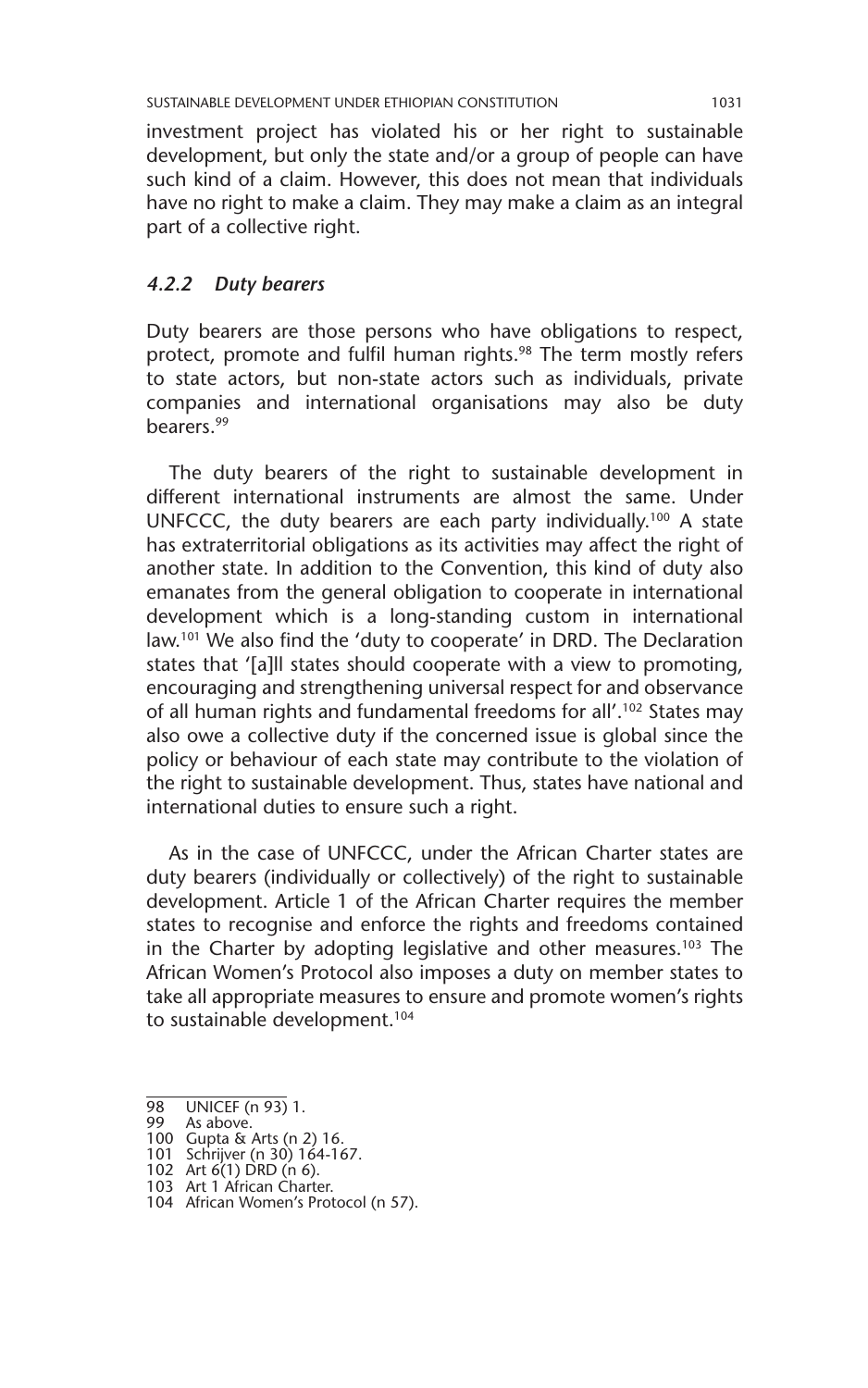investment project has violated his or her right to sustainable development, but only the state and/or a group of people can have such kind of a claim. However, this does not mean that individuals have no right to make a claim. They may make a claim as an integral part of a collective right.

#### *4.2.2 Duty bearers*

Duty bearers are those persons who have obligations to respect, protect, promote and fulfil human rights.[98] The term mostly refers to state actors, but non-state actors such as individuals, private companies and international organisations may also be duty bearers.[99]

The duty bearers of the right to sustainable development in different international instruments are almost the same. Under UNFCCC, the duty bearers are each party individually.[100] A state has extraterritorial obligations as its activities may affect the right of another state. In addition to the Convention, this kind of duty also emanates from the general obligation to cooperate in international development which is a long-standing custom in international law.[101] We also find the 'duty to cooperate' in DRD. The Declaration states that '[a]ll states should cooperate with a view to promoting, encouraging and strengthening universal respect for and observance of all human rights and fundamental freedoms for all'.[102] States may also owe a collective duty if the concerned issue is global since the policy or behaviour of each state may contribute to the violation of the right to sustainable development. Thus, states have national and international duties to ensure such a right.

As in the case of UNFCCC, under the African Charter states are duty bearers (individually or collectively) of the right to sustainable development. Article 1 of the African Charter requires the member states to recognise and enforce the rights and freedoms contained in the Charter by adopting legislative and other measures.[103] The African Women's Protocol also imposes a duty on member states to take all appropriate measures to ensure and promote women's rights to sustainable development.[104]

---

98 UNICEF (n 93) 1.
99 As above.
100 Gupta & Arts (n 2) 16.
101 Schrijver (n 30) 164-167.
102 Art 6(1) DRD (n 6).
103 Art 1 African Charter.
104 African Women's Protocol (n 57).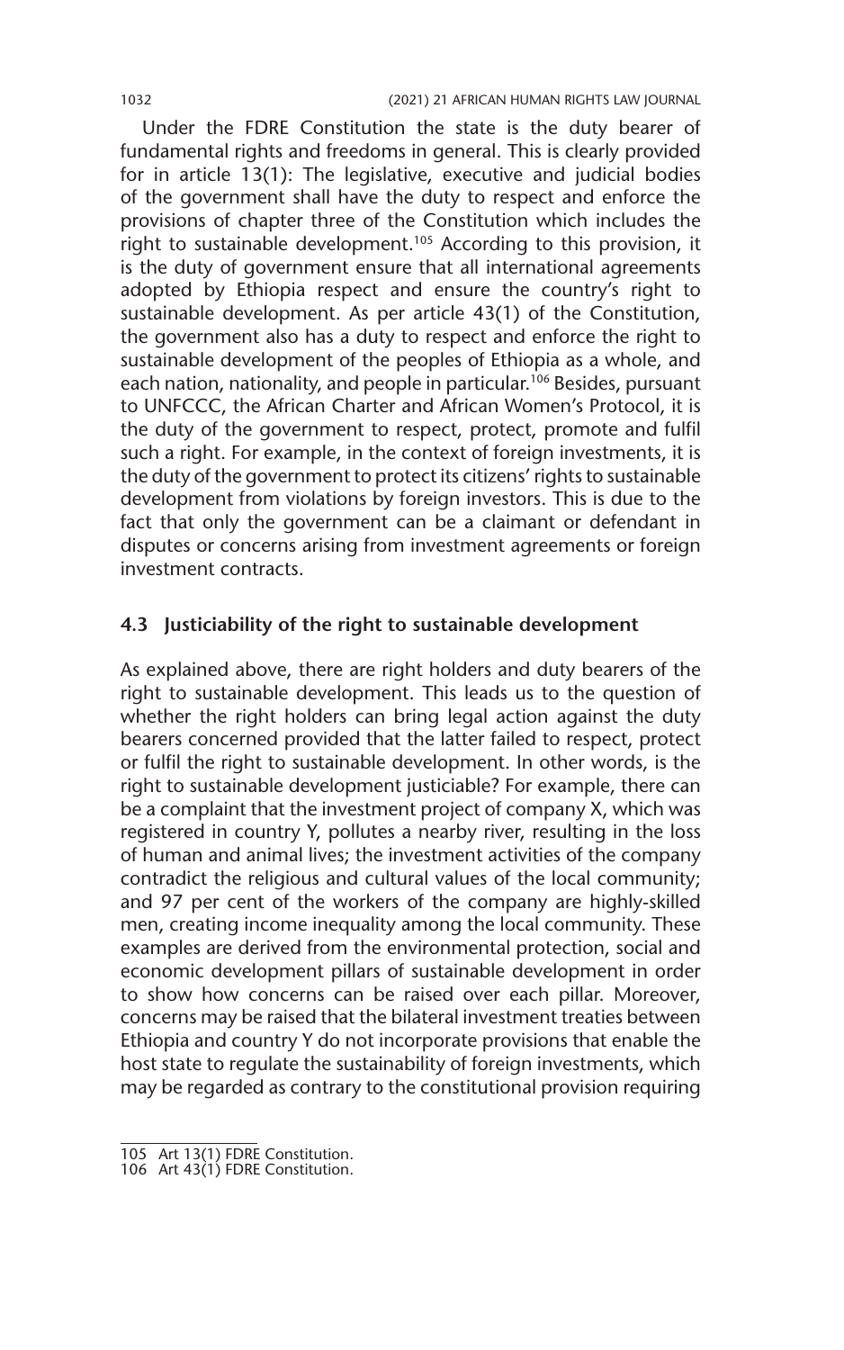Under the FDRE Constitution the state is the duty bearer of fundamental rights and freedoms in general. This is clearly provided for in article 13(1): The legislative, executive and judicial bodies of the government shall have the duty to respect and enforce the provisions of chapter three of the Constitution which includes the right to sustainable development.[105] According to this provision, it is the duty of government ensure that all international agreements adopted by Ethiopia respect and ensure the country's right to sustainable development. As per article 43(1) of the Constitution, the government also has a duty to respect and enforce the right to sustainable development of the peoples of Ethiopia as a whole, and each nation, nationality, and people in particular.[106] Besides, pursuant to UNFCCC, the African Charter and African Women's Protocol, it is the duty of the government to respect, protect, promote and fulfil such a right. For example, in the context of foreign investments, it is the duty of the government to protect its citizens' rights to sustainable development from violations by foreign investors. This is due to the fact that only the government can be a claimant or defendant in disputes or concerns arising from investment agreements or foreign investment contracts.

### 4.3 Justiciability of the right to sustainable development

As explained above, there are right holders and duty bearers of the right to sustainable development. This leads us to the question of whether the right holders can bring legal action against the duty bearers concerned provided that the latter failed to respect, protect or fulfil the right to sustainable development. In other words, is the right to sustainable development justiciable? For example, there can be a complaint that the investment project of company X, which was registered in country Y, pollutes a nearby river, resulting in the loss of human and animal lives; the investment activities of the company contradict the religious and cultural values of the local community; and 97 per cent of the workers of the company are highly-skilled men, creating income inequality among the local community. These examples are derived from the environmental protection, social and economic development pillars of sustainable development in order to show how concerns can be raised over each pillar. Moreover, concerns may be raised that the bilateral investment treaties between Ethiopia and country Y do not incorporate provisions that enable the host state to regulate the sustainability of foreign investments, which may be regarded as contrary to the constitutional provision requiring

---

105 Art 13(1) FDRE Constitution.

106 Art 43(1) FDRE Constitution.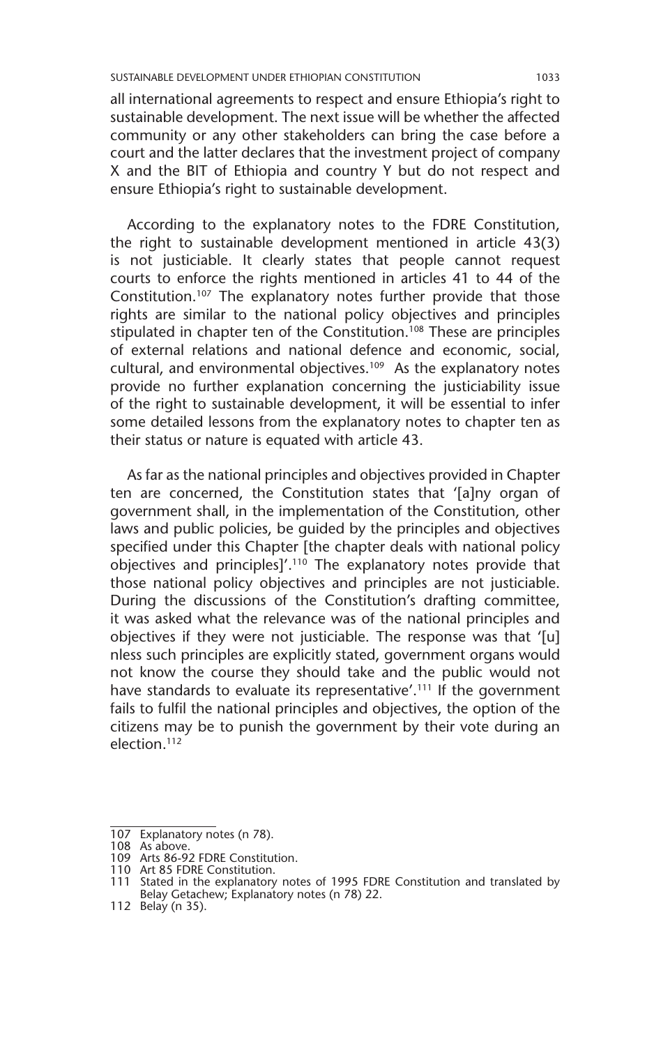all international agreements to respect and ensure Ethiopia's right to sustainable development. The next issue will be whether the affected community or any other stakeholders can bring the case before a court and the latter declares that the investment project of company X and the BIT of Ethiopia and country Y but do not respect and ensure Ethiopia's right to sustainable development.

According to the explanatory notes to the FDRE Constitution, the right to sustainable development mentioned in article 43(3) is not justiciable. It clearly states that people cannot request courts to enforce the rights mentioned in articles 41 to 44 of the Constitution.[107] The explanatory notes further provide that those rights are similar to the national policy objectives and principles stipulated in chapter ten of the Constitution.[108] These are principles of external relations and national defence and economic, social, cultural, and environmental objectives.[109] As the explanatory notes provide no further explanation concerning the justiciability issue of the right to sustainable development, it will be essential to infer some detailed lessons from the explanatory notes to chapter ten as their status or nature is equated with article 43.

As far as the national principles and objectives provided in Chapter ten are concerned, the Constitution states that '[a]ny organ of government shall, in the implementation of the Constitution, other laws and public policies, be guided by the principles and objectives specified under this Chapter [the chapter deals with national policy objectives and principles]'.[110] The explanatory notes provide that those national policy objectives and principles are not justiciable. During the discussions of the Constitution's drafting committee, it was asked what the relevance was of the national principles and objectives if they were not justiciable. The response was that '[u]nless such principles are explicitly stated, government organs would not know the course they should take and the public would not have standards to evaluate its representative'.[111] If the government fails to fulfil the national principles and objectives, the option of the citizens may be to punish the government by their vote during an election.[112]

---

107 Explanatory notes (n 78).
108 As above.
109 Arts 86-92 FDRE Constitution.
110 Art 85 FDRE Constitution.
111 Stated in the explanatory notes of 1995 FDRE Constitution and translated by Belay Getachew; Explanatory notes (n 78) 22.
112 Belay (n 35).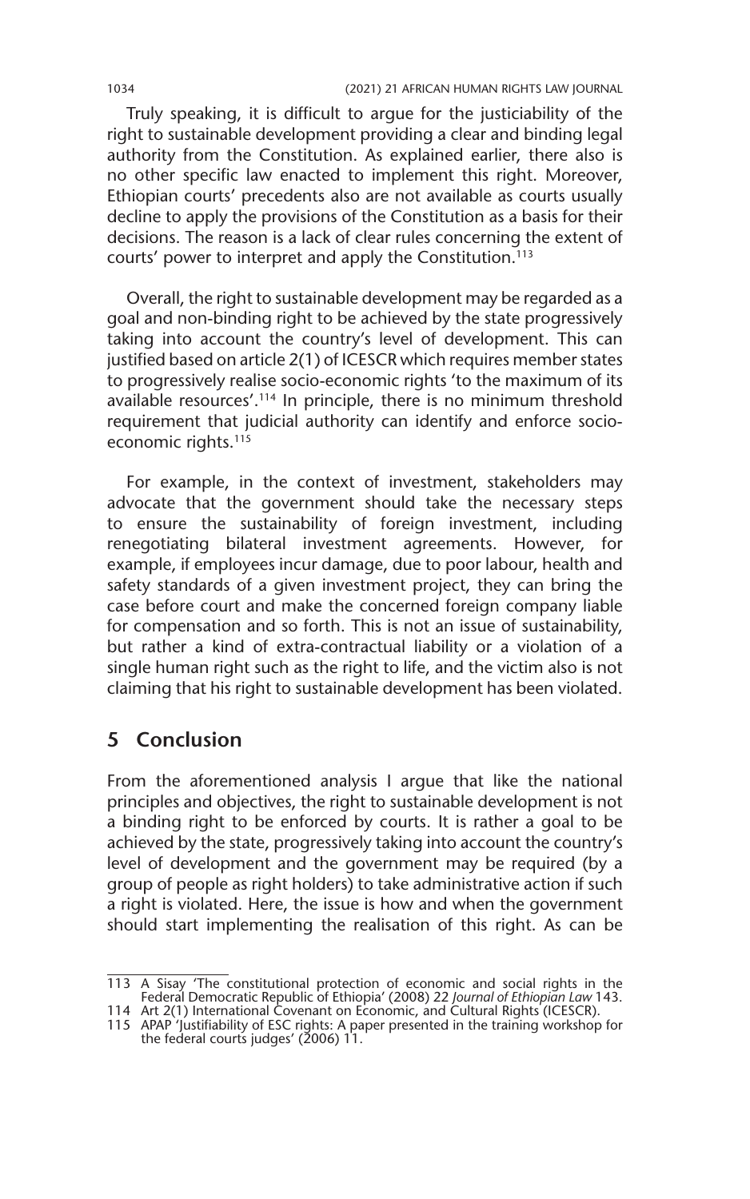Truly speaking, it is difficult to argue for the justiciability of the right to sustainable development providing a clear and binding legal authority from the Constitution. As explained earlier, there also is no other specific law enacted to implement this right. Moreover, Ethiopian courts' precedents also are not available as courts usually decline to apply the provisions of the Constitution as a basis for their decisions. The reason is a lack of clear rules concerning the extent of courts' power to interpret and apply the Constitution.[113]

Overall, the right to sustainable development may be regarded as a goal and non-binding right to be achieved by the state progressively taking into account the country's level of development. This can justified based on article 2(1) of ICESCR which requires member states to progressively realise socio-economic rights 'to the maximum of its available resources'.[114] In principle, there is no minimum threshold requirement that judicial authority can identify and enforce socio-economic rights.[115]

For example, in the context of investment, stakeholders may advocate that the government should take the necessary steps to ensure the sustainability of foreign investment, including renegotiating bilateral investment agreements. However, for example, if employees incur damage, due to poor labour, health and safety standards of a given investment project, they can bring the case before court and make the concerned foreign company liable for compensation and so forth. This is not an issue of sustainability, but rather a kind of extra-contractual liability or a violation of a single human right such as the right to life, and the victim also is not claiming that his right to sustainable development has been violated.

## 5 Conclusion

From the aforementioned analysis I argue that like the national principles and objectives, the right to sustainable development is not a binding right to be enforced by courts. It is rather a goal to be achieved by the state, progressively taking into account the country's level of development and the government may be required (by a group of people as right holders) to take administrative action if such a right is violated. Here, the issue is how and when the government should start implementing the realisation of this right. As can be

---

113 A Sisay 'The constitutional protection of economic and social rights in the Federal Democratic Republic of Ethiopia' (2008) 22 *Journal of Ethiopian Law* 143.

114 Art 2(1) International Covenant on Economic, and Cultural Rights (ICESCR).

115 APAP 'Justifiability of ESC rights: A paper presented in the training workshop for the federal courts judges' (2006) 11.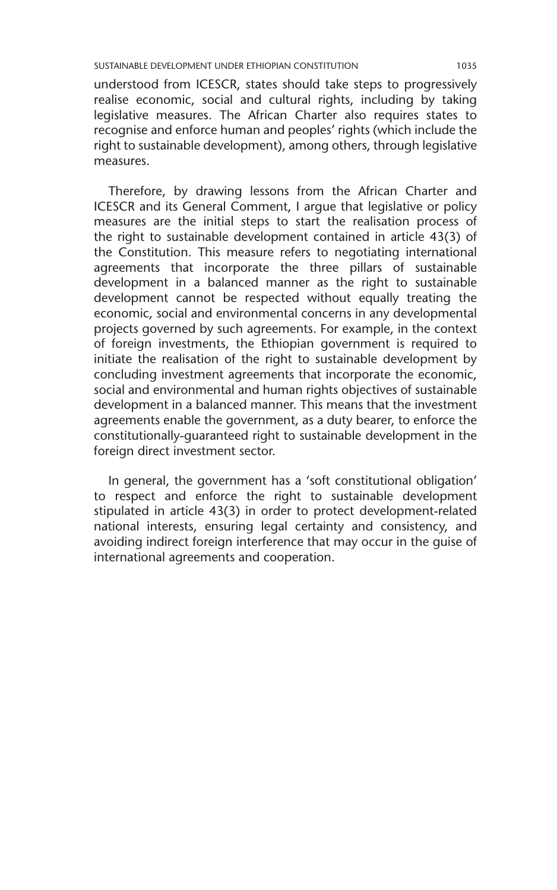understood from ICESCR, states should take steps to progressively realise economic, social and cultural rights, including by taking legislative measures. The African Charter also requires states to recognise and enforce human and peoples' rights (which include the right to sustainable development), among others, through legislative measures.

Therefore, by drawing lessons from the African Charter and ICESCR and its General Comment, I argue that legislative or policy measures are the initial steps to start the realisation process of the right to sustainable development contained in article 43(3) of the Constitution. This measure refers to negotiating international agreements that incorporate the three pillars of sustainable development in a balanced manner as the right to sustainable development cannot be respected without equally treating the economic, social and environmental concerns in any developmental projects governed by such agreements. For example, in the context of foreign investments, the Ethiopian government is required to initiate the realisation of the right to sustainable development by concluding investment agreements that incorporate the economic, social and environmental and human rights objectives of sustainable development in a balanced manner. This means that the investment agreements enable the government, as a duty bearer, to enforce the constitutionally-guaranteed right to sustainable development in the foreign direct investment sector.

In general, the government has a 'soft constitutional obligation' to respect and enforce the right to sustainable development stipulated in article 43(3) in order to protect development-related national interests, ensuring legal certainty and consistency, and avoiding indirect foreign interference that may occur in the guise of international agreements and cooperation.